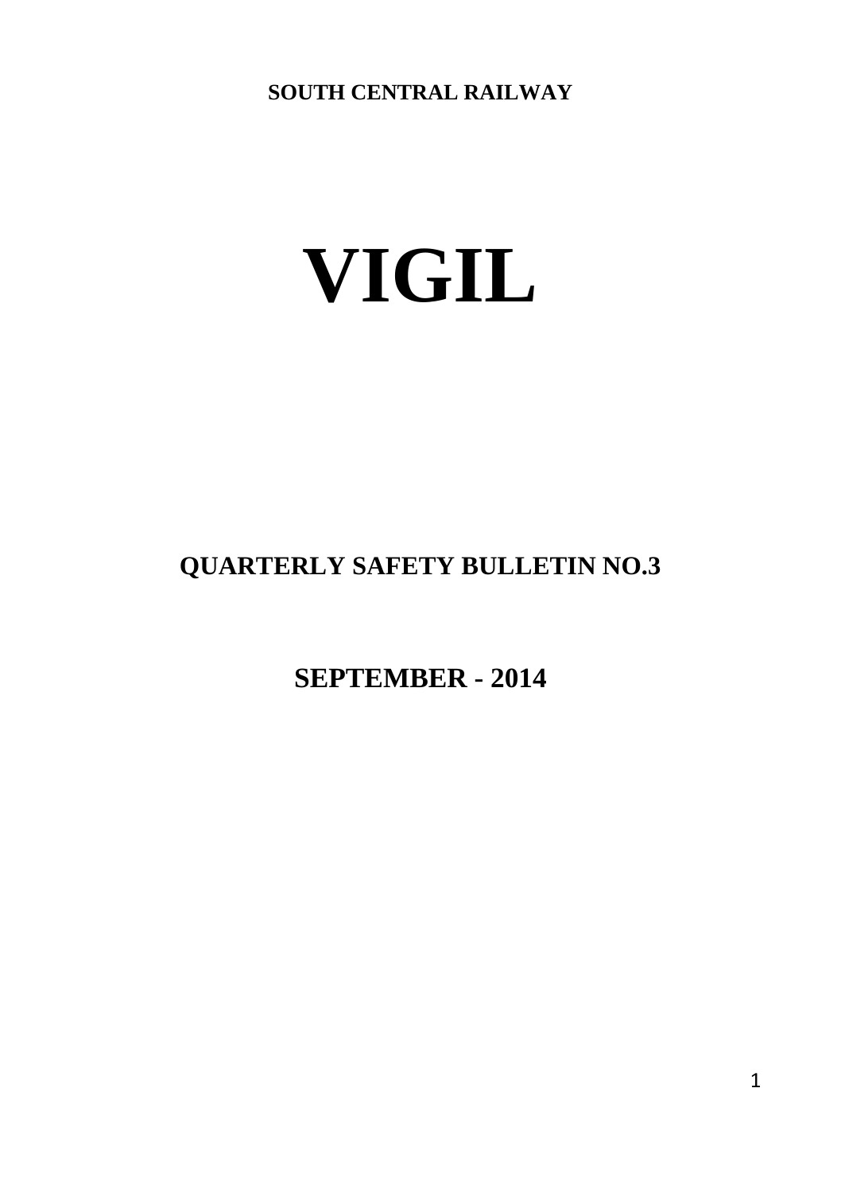**SOUTH CENTRAL RAILWAY**

# VIGIL

## QUARTERLY SAFETY BULLETIN NO.3

## SEPTEMBER - 2014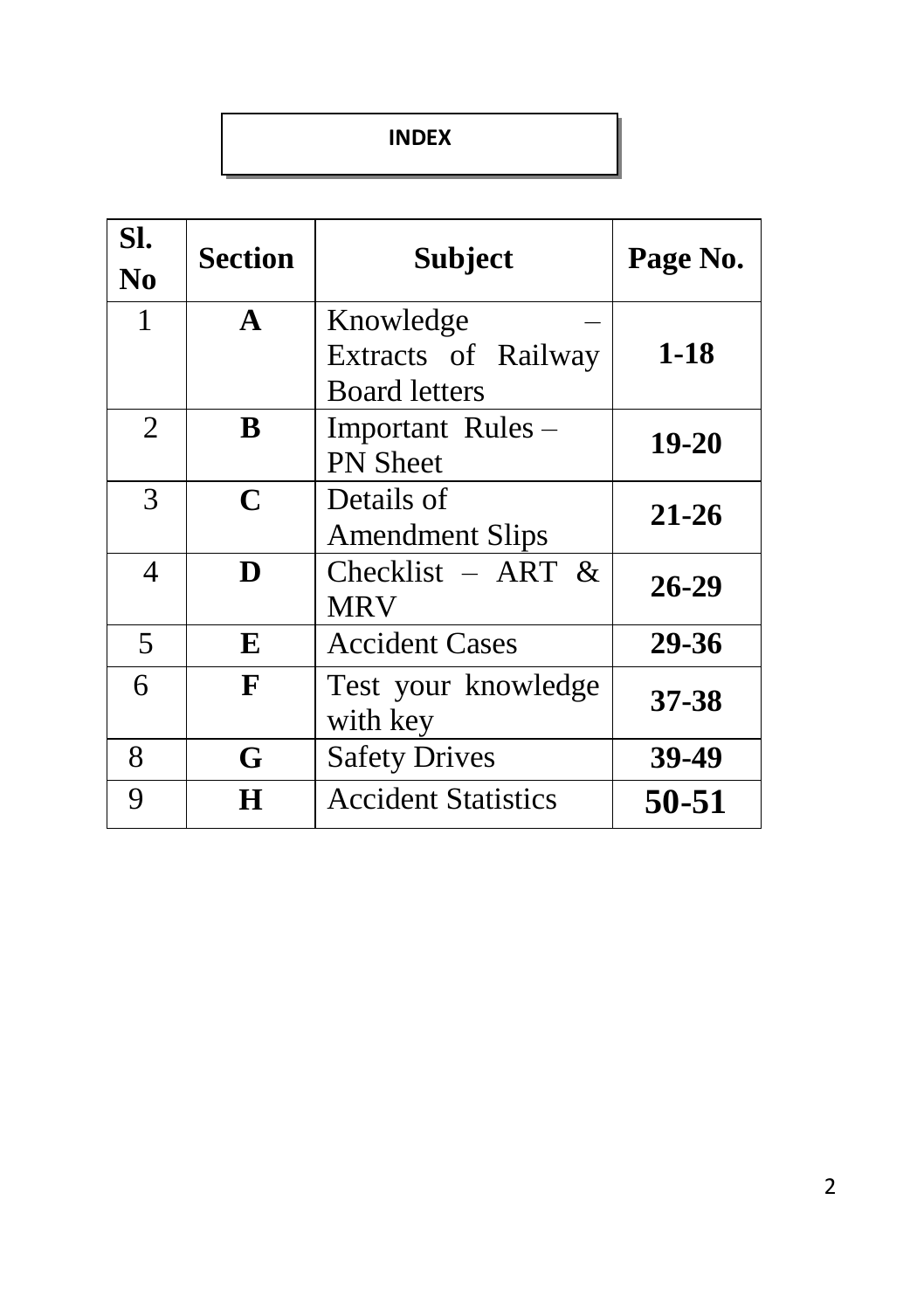# INDEX

| Sl. No | Section | Subject | Page No. |
|---|---|---|---|
| 1 | **A** | Knowledge – Extracts of Railway Board letters | **1-18** |
| 2 | **B** | Important Rules – PN Sheet | **19-20** |
| 3 | **C** | Details of Amendment Slips | **21-26** |
| 4 | **D** | Checklist – ART & MRV | **26-29** |
| 5 | **E** | Accident Cases | **29-36** |
| 6 | **F** | Test your knowledge with key | **37-38** |
| 8 | **G** | Safety Drives | **39-49** |
| 9 | **H** | Accident Statistics | **50-51** |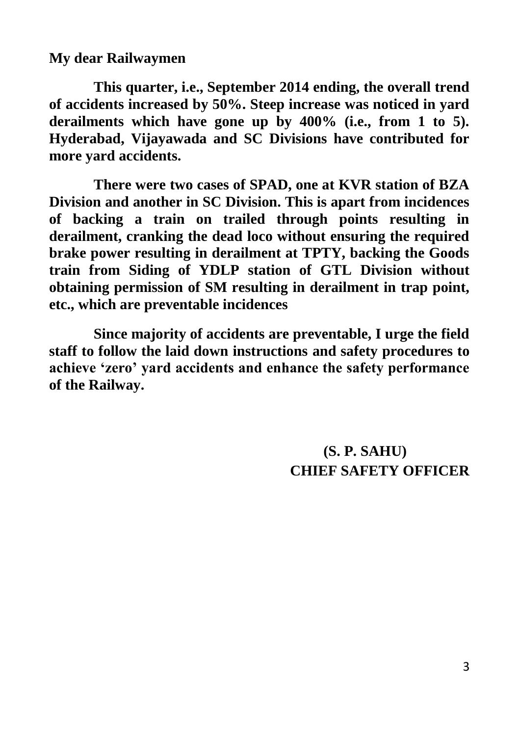**My dear Railwaymen**

**This quarter, i.e., September 2014 ending, the overall trend of accidents increased by 50%. Steep increase was noticed in yard derailments which have gone up by 400% (i.e., from 1 to 5). Hyderabad, Vijayawada and SC Divisions have contributed for more yard accidents.**

**There were two cases of SPAD, one at KVR station of BZA Division and another in SC Division. This is apart from incidences of backing a train on trailed through points resulting in derailment, cranking the dead loco without ensuring the required brake power resulting in derailment at TPTY, backing the Goods train from Siding of YDLP station of GTL Division without obtaining permission of SM resulting in derailment in trap point, etc., which are preventable incidences**

**Since majority of accidents are preventable, I urge the field staff to follow the laid down instructions and safety procedures to achieve 'zero' yard accidents and enhance the safety performance of the Railway.**

**(S. P. SAHU)**
**CHIEF SAFETY OFFICER**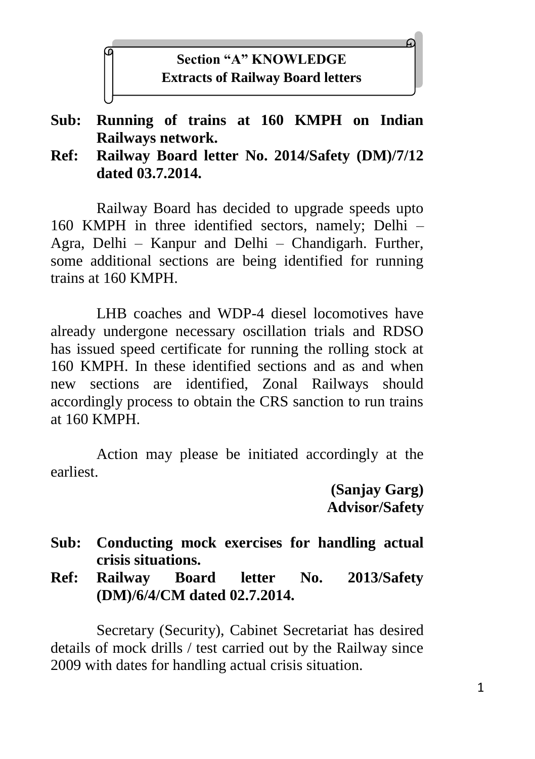## Section "A" KNOWLEDGE
## Extracts of Railway Board letters

**Sub: Running of trains at 160 KMPH on Indian Railways network.**

**Ref: Railway Board letter No. 2014/Safety (DM)/7/12 dated 03.7.2014.**

Railway Board has decided to upgrade speeds upto 160 KMPH in three identified sectors, namely; Delhi – Agra, Delhi – Kanpur and Delhi – Chandigarh. Further, some additional sections are being identified for running trains at 160 KMPH.

LHB coaches and WDP-4 diesel locomotives have already undergone necessary oscillation trials and RDSO has issued speed certificate for running the rolling stock at 160 KMPH. In these identified sections and as and when new sections are identified, Zonal Railways should accordingly process to obtain the CRS sanction to run trains at 160 KMPH.

Action may please be initiated accordingly at the earliest.

**(Sanjay Garg)**
**Advisor/Safety**

**Sub: Conducting mock exercises for handling actual crisis situations.**

**Ref: Railway Board letter No. 2013/Safety (DM)/6/4/CM dated 02.7.2014.**

Secretary (Security), Cabinet Secretariat has desired details of mock drills / test carried out by the Railway since 2009 with dates for handling actual crisis situation.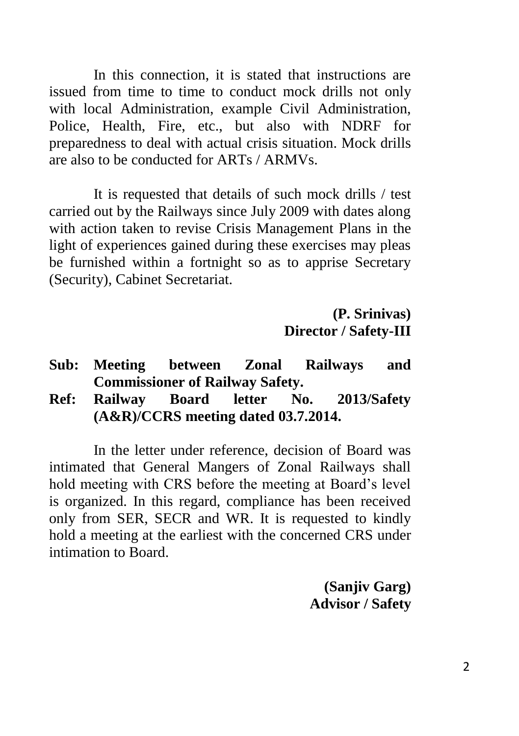In this connection, it is stated that instructions are issued from time to time to conduct mock drills not only with local Administration, example Civil Administration, Police, Health, Fire, etc., but also with NDRF for preparedness to deal with actual crisis situation. Mock drills are also to be conducted for ARTs / ARMVs.

It is requested that details of such mock drills / test carried out by the Railways since July 2009 with dates along with action taken to revise Crisis Management Plans in the light of experiences gained during these exercises may pleas be furnished within a fortnight so as to apprise Secretary (Security), Cabinet Secretariat.

**(P. Srinivas)**
**Director / Safety-III**

**Sub: Meeting between Zonal Railways and Commissioner of Railway Safety.**
**Ref: Railway Board letter No. 2013/Safety (A&R)/CCRS meeting dated 03.7.2014.**

In the letter under reference, decision of Board was intimated that General Mangers of Zonal Railways shall hold meeting with CRS before the meeting at Board's level is organized. In this regard, compliance has been received only from SER, SECR and WR. It is requested to kindly hold a meeting at the earliest with the concerned CRS under intimation to Board.

**(Sanjiv Garg)**
**Advisor / Safety**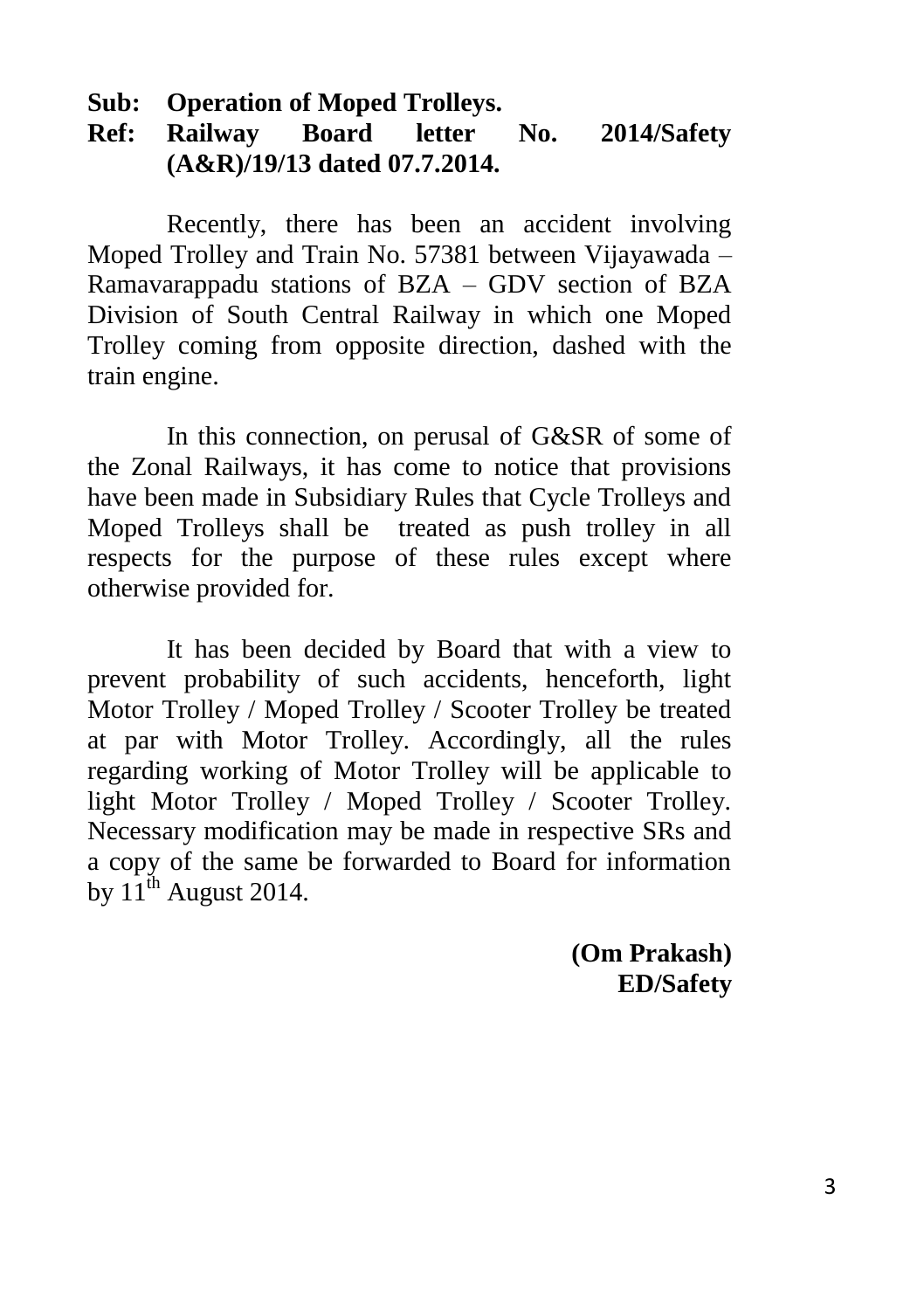**Sub: Operation of Moped Trolleys.**
**Ref: Railway Board letter No. 2014/Safety (A&R)/19/13 dated 07.7.2014.**

Recently, there has been an accident involving Moped Trolley and Train No. 57381 between Vijayawada – Ramavarappadu stations of BZA – GDV section of BZA Division of South Central Railway in which one Moped Trolley coming from opposite direction, dashed with the train engine.

In this connection, on perusal of G&SR of some of the Zonal Railways, it has come to notice that provisions have been made in Subsidiary Rules that Cycle Trolleys and Moped Trolleys shall be treated as push trolley in all respects for the purpose of these rules except where otherwise provided for.

It has been decided by Board that with a view to prevent probability of such accidents, henceforth, light Motor Trolley / Moped Trolley / Scooter Trolley be treated at par with Motor Trolley. Accordingly, all the rules regarding working of Motor Trolley will be applicable to light Motor Trolley / Moped Trolley / Scooter Trolley. Necessary modification may be made in respective SRs and a copy of the same be forwarded to Board for information by 11th August 2014.

**(Om Prakash)**
**ED/Safety**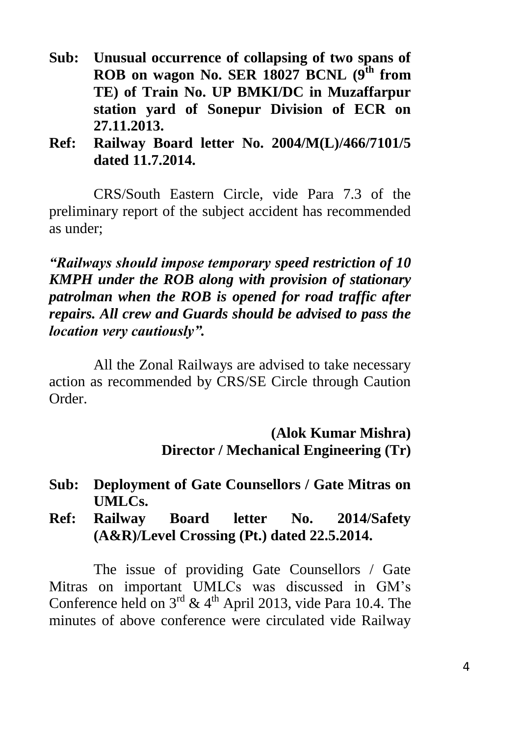**Sub: Unusual occurrence of collapsing of two spans of ROB on wagon No. SER 18027 BCNL (9th from TE) of Train No. UP BMKI/DC in Muzaffarpur station yard of Sonepur Division of ECR on 27.11.2013.**

**Ref: Railway Board letter No. 2004/M(L)/466/7101/5 dated 11.7.2014.**

CRS/South Eastern Circle, vide Para 7.3 of the preliminary report of the subject accident has recommended as under;

***"Railways should impose temporary speed restriction of 10 KMPH under the ROB along with provision of stationary patrolman when the ROB is opened for road traffic after repairs. All crew and Guards should be advised to pass the location very cautiously".***

All the Zonal Railways are advised to take necessary action as recommended by CRS/SE Circle through Caution Order.

**(Alok Kumar Mishra)**
**Director / Mechanical Engineering (Tr)**

**Sub: Deployment of Gate Counsellors / Gate Mitras on UMLCs.**

**Ref: Railway Board letter No. 2014/Safety (A&R)/Level Crossing (Pt.) dated 22.5.2014.**

The issue of providing Gate Counsellors / Gate Mitras on important UMLCs was discussed in GM's Conference held on 3rd & 4th April 2013, vide Para 10.4. The minutes of above conference were circulated vide Railway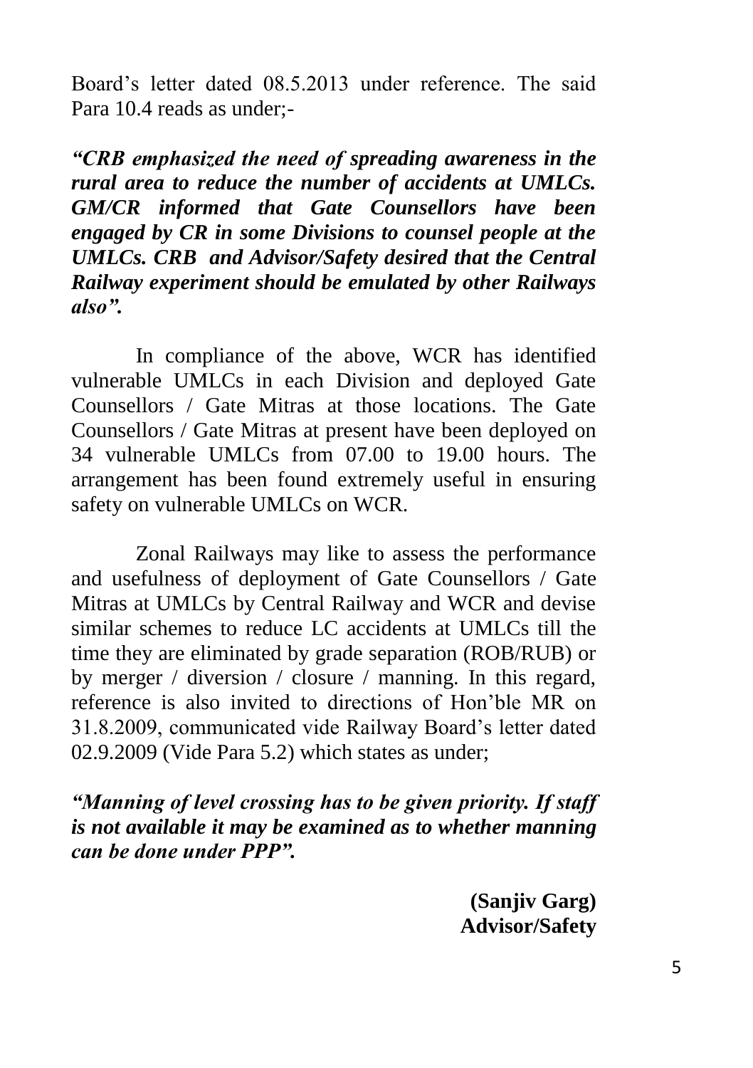Board's letter dated 08.5.2013 under reference. The said Para 10.4 reads as under;-

***"CRB emphasized the need of spreading awareness in the rural area to reduce the number of accidents at UMLCs. GM/CR informed that Gate Counsellors have been engaged by CR in some Divisions to counsel people at the UMLCs. CRB and Advisor/Safety desired that the Central Railway experiment should be emulated by other Railways also".***

In compliance of the above, WCR has identified vulnerable UMLCs in each Division and deployed Gate Counsellors / Gate Mitras at those locations. The Gate Counsellors / Gate Mitras at present have been deployed on 34 vulnerable UMLCs from 07.00 to 19.00 hours. The arrangement has been found extremely useful in ensuring safety on vulnerable UMLCs on WCR.

Zonal Railways may like to assess the performance and usefulness of deployment of Gate Counsellors / Gate Mitras at UMLCs by Central Railway and WCR and devise similar schemes to reduce LC accidents at UMLCs till the time they are eliminated by grade separation (ROB/RUB) or by merger / diversion / closure / manning. In this regard, reference is also invited to directions of Hon'ble MR on 31.8.2009, communicated vide Railway Board's letter dated 02.9.2009 (Vide Para 5.2) which states as under;

***"Manning of level crossing has to be given priority. If staff is not available it may be examined as to whether manning can be done under PPP".***

**(Sanjiv Garg)**
**Advisor/Safety**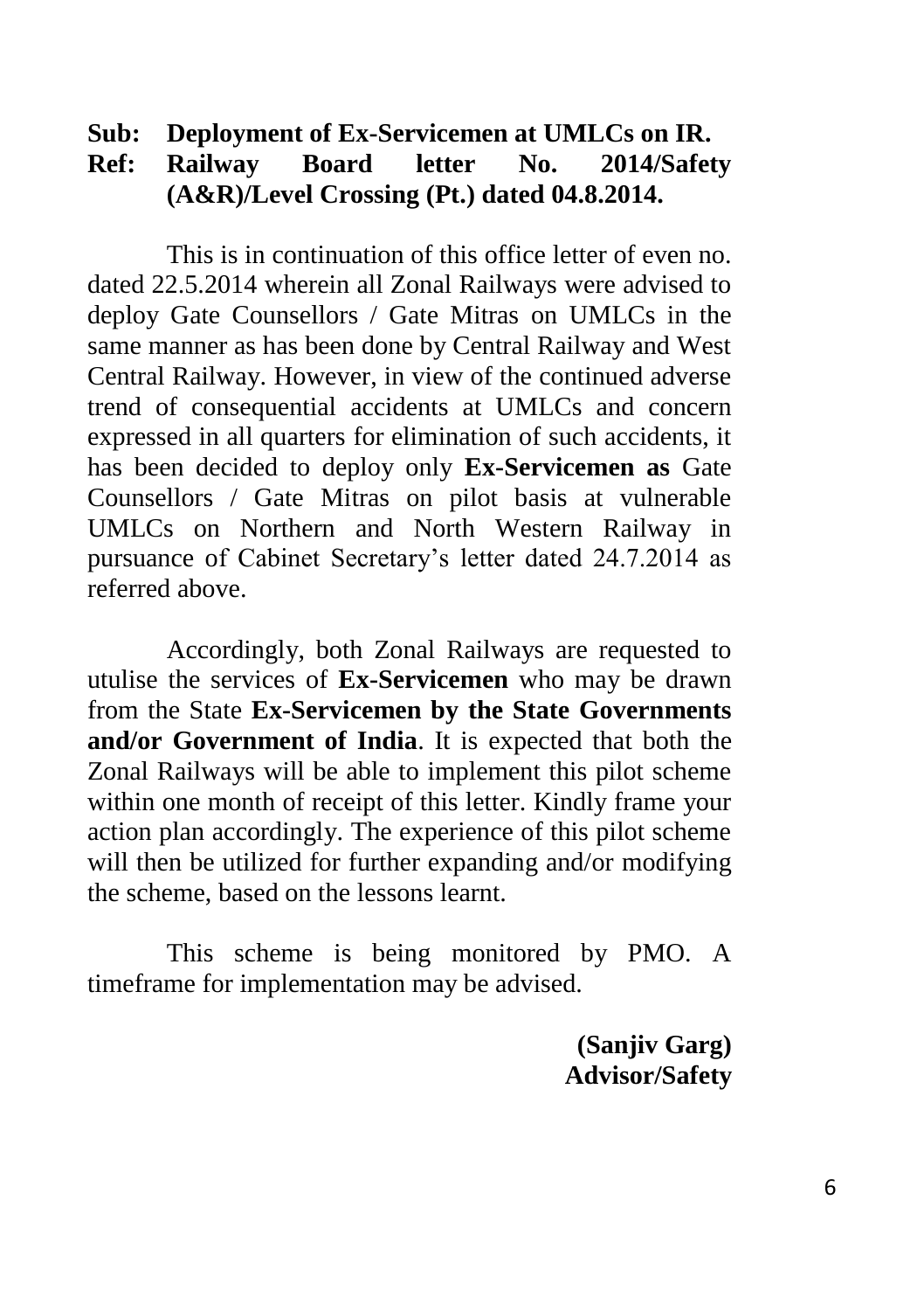**Sub: Deployment of Ex-Servicemen at UMLCs on IR.**
**Ref: Railway Board letter No. 2014/Safety (A&R)/Level Crossing (Pt.) dated 04.8.2014.**

This is in continuation of this office letter of even no. dated 22.5.2014 wherein all Zonal Railways were advised to deploy Gate Counsellors / Gate Mitras on UMLCs in the same manner as has been done by Central Railway and West Central Railway. However, in view of the continued adverse trend of consequential accidents at UMLCs and concern expressed in all quarters for elimination of such accidents, it has been decided to deploy only **Ex-Servicemen as** Gate Counsellors / Gate Mitras on pilot basis at vulnerable UMLCs on Northern and North Western Railway in pursuance of Cabinet Secretary's letter dated 24.7.2014 as referred above.

Accordingly, both Zonal Railways are requested to utulise the services of **Ex-Servicemen** who may be drawn from the State **Ex-Servicemen by the State Governments and/or Government of India**. It is expected that both the Zonal Railways will be able to implement this pilot scheme within one month of receipt of this letter. Kindly frame your action plan accordingly. The experience of this pilot scheme will then be utilized for further expanding and/or modifying the scheme, based on the lessons learnt.

This scheme is being monitored by PMO. A timeframe for implementation may be advised.

**(Sanjiv Garg)**
**Advisor/Safety**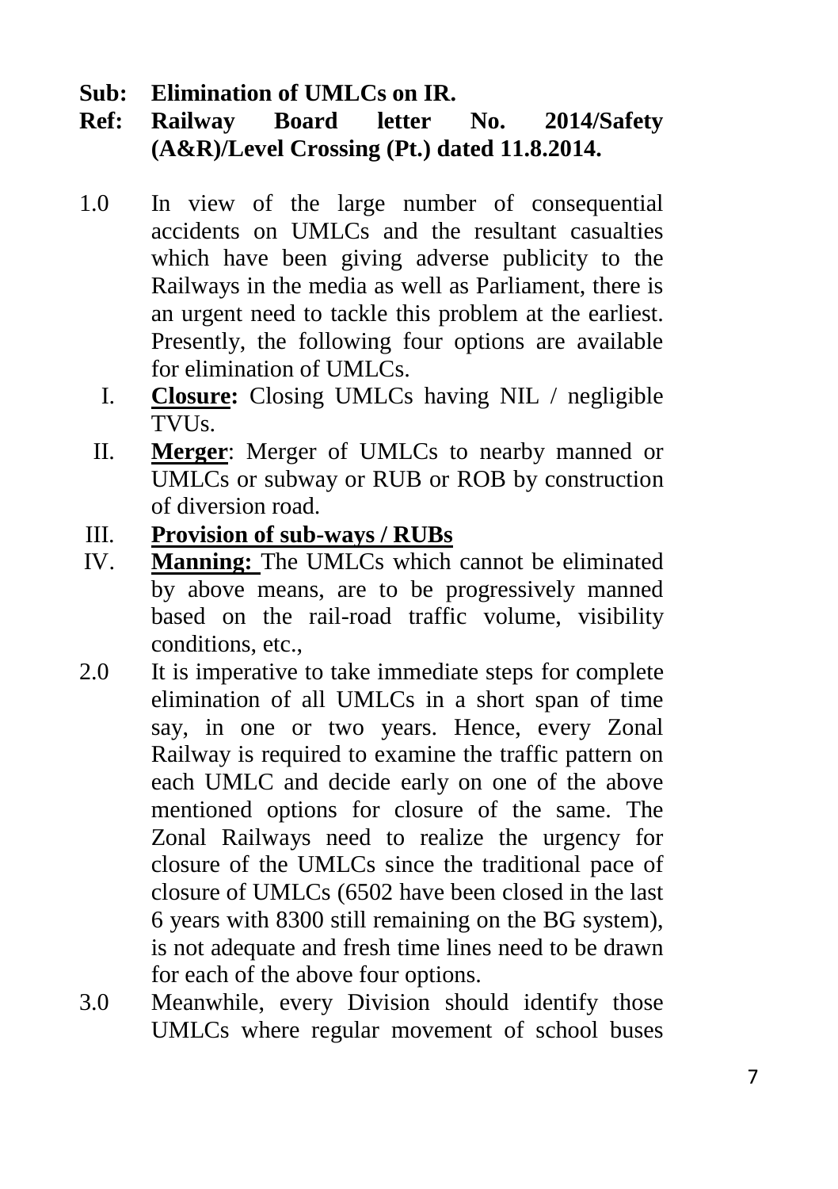**Sub: Elimination of UMLCs on IR.**

**Ref: Railway Board letter No. 2014/Safety (A&R)/Level Crossing (Pt.) dated 11.8.2014.**

1.0 In view of the large number of consequential accidents on UMLCs and the resultant casualties which have been giving adverse publicity to the Railways in the media as well as Parliament, there is an urgent need to tackle this problem at the earliest. Presently, the following four options are available for elimination of UMLCs.

   I. **Closure:** Closing UMLCs having NIL / negligible TVUs.

   II. **Merger**: Merger of UMLCs to nearby manned or UMLCs or subway or RUB or ROB by construction of diversion road.

   III. **Provision of sub-ways / RUBs**

   IV. **Manning:** The UMLCs which cannot be eliminated by above means, are to be progressively manned based on the rail-road traffic volume, visibility conditions, etc.,

2.0 It is imperative to take immediate steps for complete elimination of all UMLCs in a short span of time say, in one or two years. Hence, every Zonal Railway is required to examine the traffic pattern on each UMLC and decide early on one of the above mentioned options for closure of the same. The Zonal Railways need to realize the urgency for closure of the UMLCs since the traditional pace of closure of UMLCs (6502 have been closed in the last 6 years with 8300 still remaining on the BG system), is not adequate and fresh time lines need to be drawn for each of the above four options.

3.0 Meanwhile, every Division should identify those UMLCs where regular movement of school buses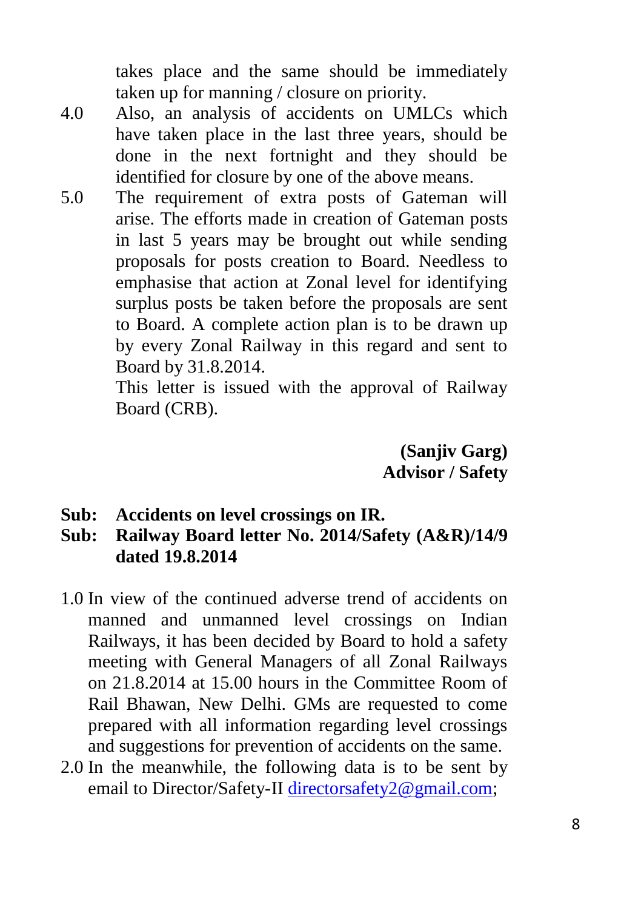takes place and the same should be immediately taken up for manning / closure on priority.

4.0 Also, an analysis of accidents on UMLCs which have taken place in the last three years, should be done in the next fortnight and they should be identified for closure by one of the above means.

5.0 The requirement of extra posts of Gateman will arise. The efforts made in creation of Gateman posts in last 5 years may be brought out while sending proposals for posts creation to Board. Needless to emphasise that action at Zonal level for identifying surplus posts be taken before the proposals are sent to Board. A complete action plan is to be drawn up by every Zonal Railway in this regard and sent to Board by 31.8.2014.

This letter is issued with the approval of Railway Board (CRB).

**(Sanjiv Garg)**
**Advisor / Safety**

**Sub: Accidents on level crossings on IR.**

**Sub: Railway Board letter No. 2014/Safety (A&R)/14/9 dated 19.8.2014**

1.0 In view of the continued adverse trend of accidents on manned and unmanned level crossings on Indian Railways, it has been decided by Board to hold a safety meeting with General Managers of all Zonal Railways on 21.8.2014 at 15.00 hours in the Committee Room of Rail Bhawan, New Delhi. GMs are requested to come prepared with all information regarding level crossings and suggestions for prevention of accidents on the same.

2.0 In the meanwhile, the following data is to be sent by email to Director/Safety-II directorsafety2@gmail.com;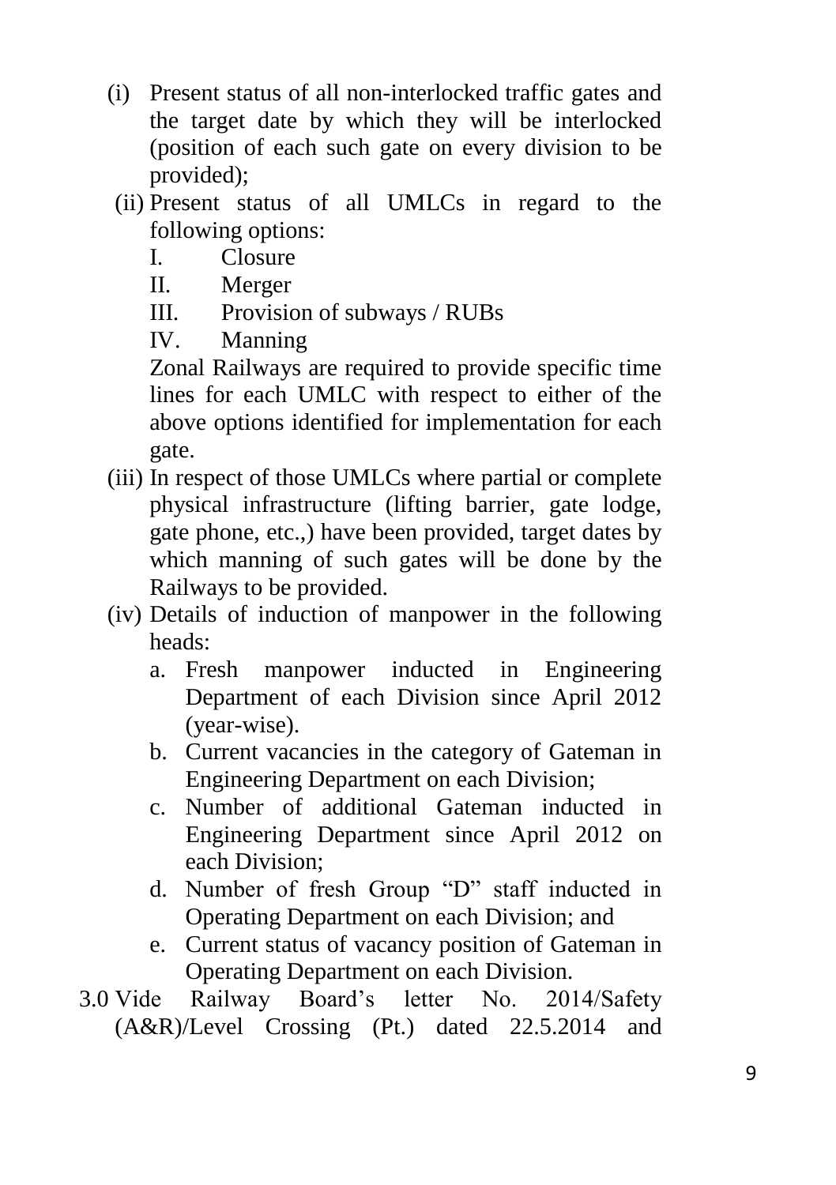(i) Present status of all non-interlocked traffic gates and the target date by which they will be interlocked (position of each such gate on every division to be provided);

(ii) Present status of all UMLCs in regard to the following options:

   I. Closure
   
   II. Merger
   
   III. Provision of subways / RUBs
   
   IV. Manning

   Zonal Railways are required to provide specific time lines for each UMLC with respect to either of the above options identified for implementation for each gate.

(iii) In respect of those UMLCs where partial or complete physical infrastructure (lifting barrier, gate lodge, gate phone, etc.,) have been provided, target dates by which manning of such gates will be done by the Railways to be provided.

(iv) Details of induction of manpower in the following heads:

   a. Fresh manpower inducted in Engineering Department of each Division since April 2012 (year-wise).
   
   b. Current vacancies in the category of Gateman in Engineering Department on each Division;
   
   c. Number of additional Gateman inducted in Engineering Department since April 2012 on each Division;
   
   d. Number of fresh Group "D" staff inducted in Operating Department on each Division; and
   
   e. Current status of vacancy position of Gateman in Operating Department on each Division.

3.0 Vide Railway Board's letter No. 2014/Safety (A&R)/Level Crossing (Pt.) dated 22.5.2014 and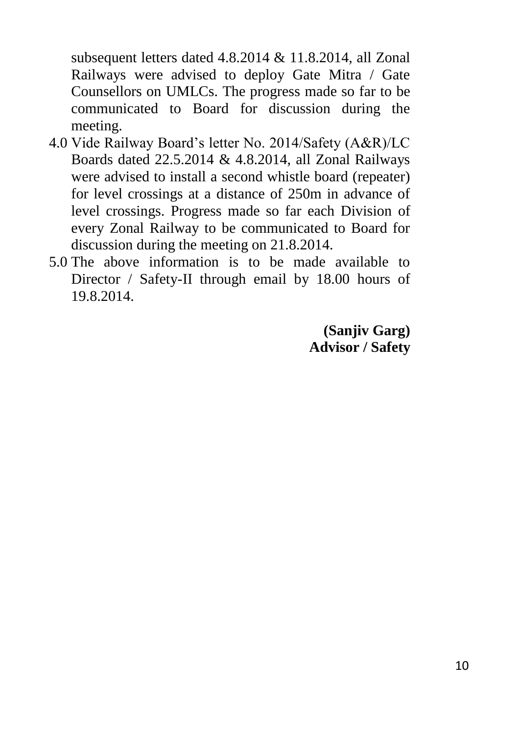subsequent letters dated 4.8.2014 & 11.8.2014, all Zonal Railways were advised to deploy Gate Mitra / Gate Counsellors on UMLCs. The progress made so far to be communicated to Board for discussion during the meeting.

4.0 Vide Railway Board's letter No. 2014/Safety (A&R)/LC Boards dated 22.5.2014 & 4.8.2014, all Zonal Railways were advised to install a second whistle board (repeater) for level crossings at a distance of 250m in advance of level crossings. Progress made so far each Division of every Zonal Railway to be communicated to Board for discussion during the meeting on 21.8.2014.

5.0 The above information is to be made available to Director / Safety-II through email by 18.00 hours of 19.8.2014.

**(Sanjiv Garg)**
**Advisor / Safety**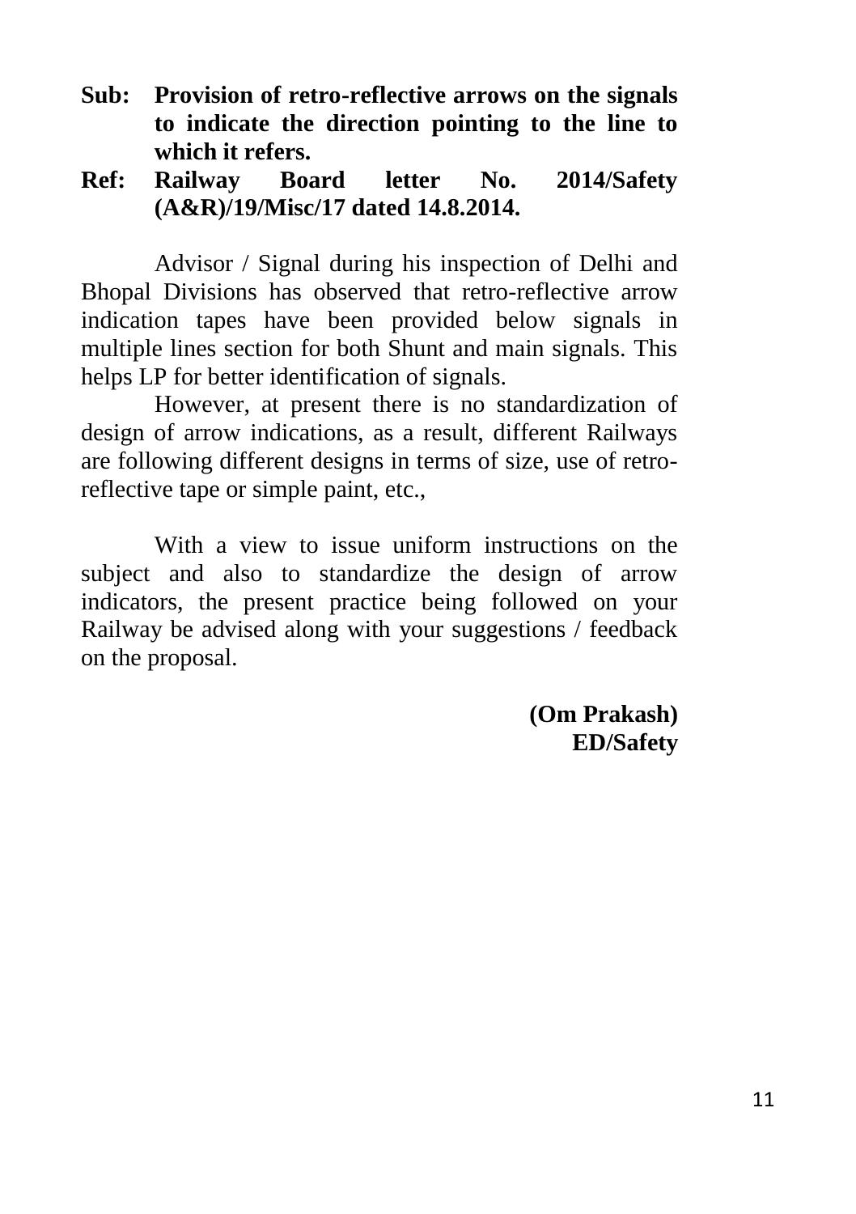**Sub: Provision of retro-reflective arrows on the signals to indicate the direction pointing to the line to which it refers.**

**Ref: Railway Board letter No. 2014/Safety (A&R)/19/Misc/17 dated 14.8.2014.**

Advisor / Signal during his inspection of Delhi and Bhopal Divisions has observed that retro-reflective arrow indication tapes have been provided below signals in multiple lines section for both Shunt and main signals. This helps LP for better identification of signals.

However, at present there is no standardization of design of arrow indications, as a result, different Railways are following different designs in terms of size, use of retro-reflective tape or simple paint, etc.,

With a view to issue uniform instructions on the subject and also to standardize the design of arrow indicators, the present practice being followed on your Railway be advised along with your suggestions / feedback on the proposal.

**(Om Prakash)**
**ED/Safety**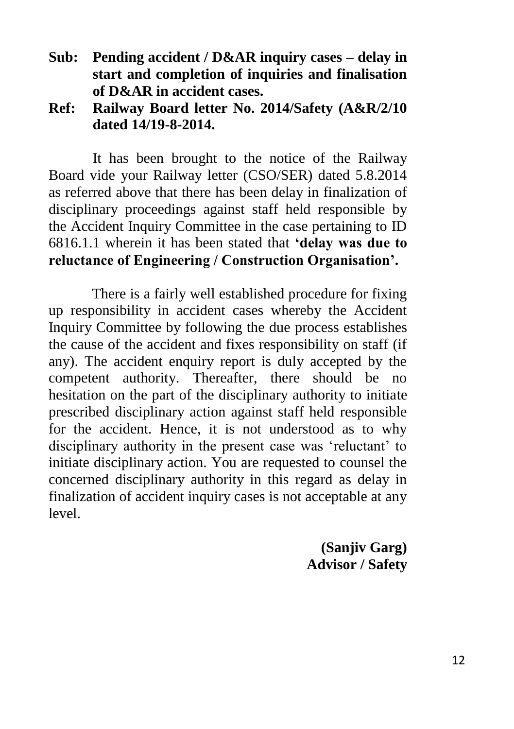**Sub: Pending accident / D&AR inquiry cases – delay in start and completion of inquiries and finalisation of D&AR in accident cases.**

**Ref: Railway Board letter No. 2014/Safety (A&R/2/10 dated 14/19-8-2014.**

It has been brought to the notice of the Railway Board vide your Railway letter (CSO/SER) dated 5.8.2014 as referred above that there has been delay in finalization of disciplinary proceedings against staff held responsible by the Accident Inquiry Committee in the case pertaining to ID 6816.1.1 wherein it has been stated that **'delay was due to reluctance of Engineering / Construction Organisation'.**

There is a fairly well established procedure for fixing up responsibility in accident cases whereby the Accident Inquiry Committee by following the due process establishes the cause of the accident and fixes responsibility on staff (if any). The accident enquiry report is duly accepted by the competent authority. Thereafter, there should be no hesitation on the part of the disciplinary authority to initiate prescribed disciplinary action against staff held responsible for the accident. Hence, it is not understood as to why disciplinary authority in the present case was 'reluctant' to initiate disciplinary action. You are requested to counsel the concerned disciplinary authority in this regard as delay in finalization of accident inquiry cases is not acceptable at any level.

**(Sanjiv Garg)**
**Advisor / Safety**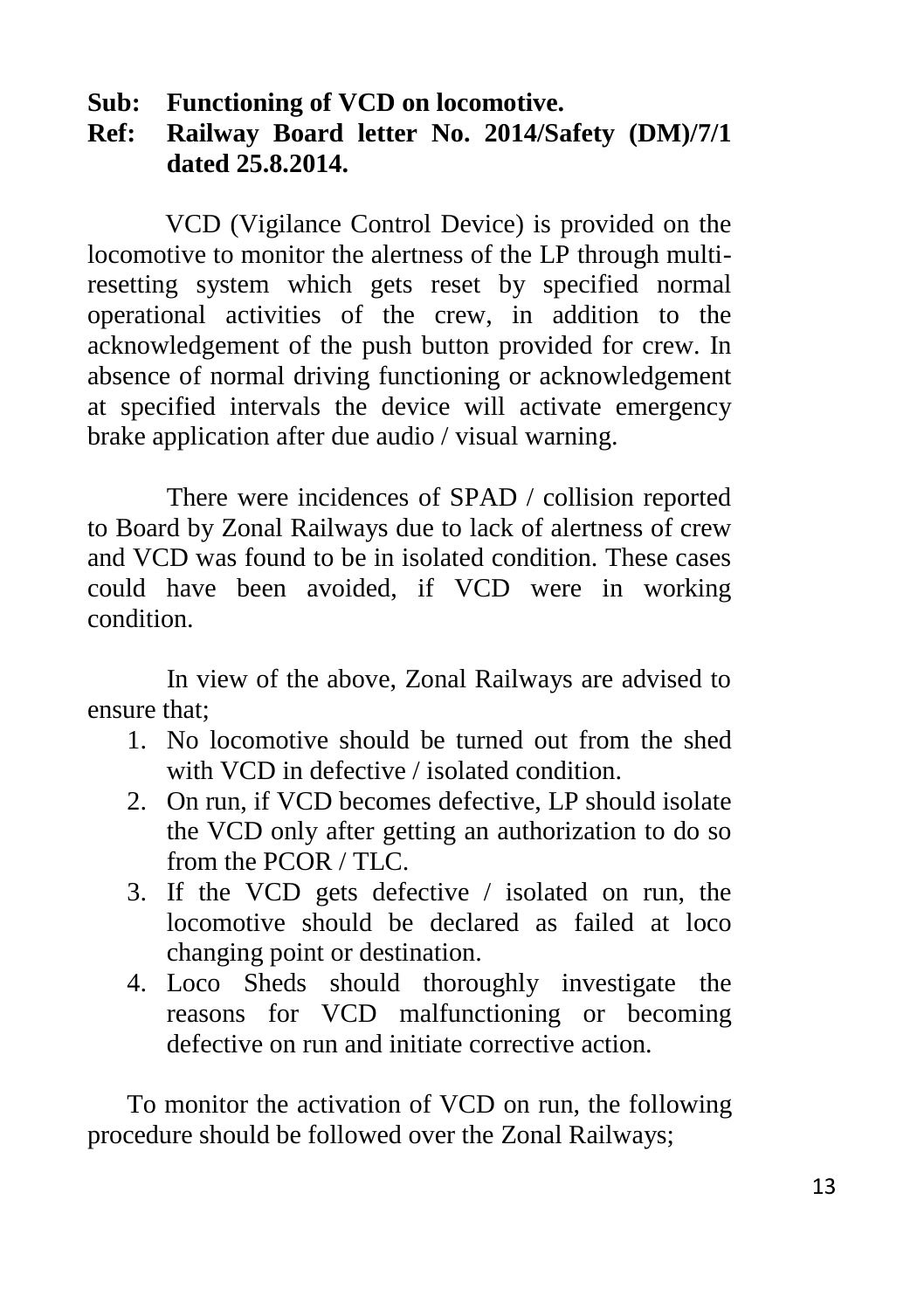**Sub: Functioning of VCD on locomotive.**

**Ref: Railway Board letter No. 2014/Safety (DM)/7/1 dated 25.8.2014.**

VCD (Vigilance Control Device) is provided on the locomotive to monitor the alertness of the LP through multi-resetting system which gets reset by specified normal operational activities of the crew, in addition to the acknowledgement of the push button provided for crew. In absence of normal driving functioning or acknowledgement at specified intervals the device will activate emergency brake application after due audio / visual warning.

There were incidences of SPAD / collision reported to Board by Zonal Railways due to lack of alertness of crew and VCD was found to be in isolated condition. These cases could have been avoided, if VCD were in working condition.

In view of the above, Zonal Railways are advised to ensure that;

1. No locomotive should be turned out from the shed with VCD in defective / isolated condition.
2. On run, if VCD becomes defective, LP should isolate the VCD only after getting an authorization to do so from the PCOR / TLC.
3. If the VCD gets defective / isolated on run, the locomotive should be declared as failed at loco changing point or destination.
4. Loco Sheds should thoroughly investigate the reasons for VCD malfunctioning or becoming defective on run and initiate corrective action.

To monitor the activation of VCD on run, the following procedure should be followed over the Zonal Railways;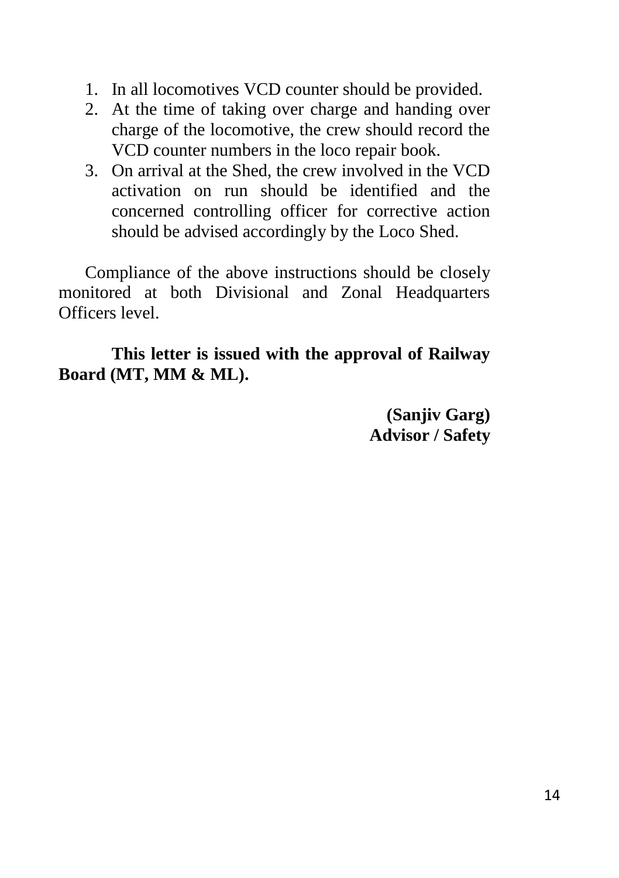1. In all locomotives VCD counter should be provided.
2. At the time of taking over charge and handing over charge of the locomotive, the crew should record the VCD counter numbers in the loco repair book.
3. On arrival at the Shed, the crew involved in the VCD activation on run should be identified and the concerned controlling officer for corrective action should be advised accordingly by the Loco Shed.

Compliance of the above instructions should be closely monitored at both Divisional and Zonal Headquarters Officers level.

**This letter is issued with the approval of Railway Board (MT, MM & ML).**

**(Sanjiv Garg)**
**Advisor / Safety**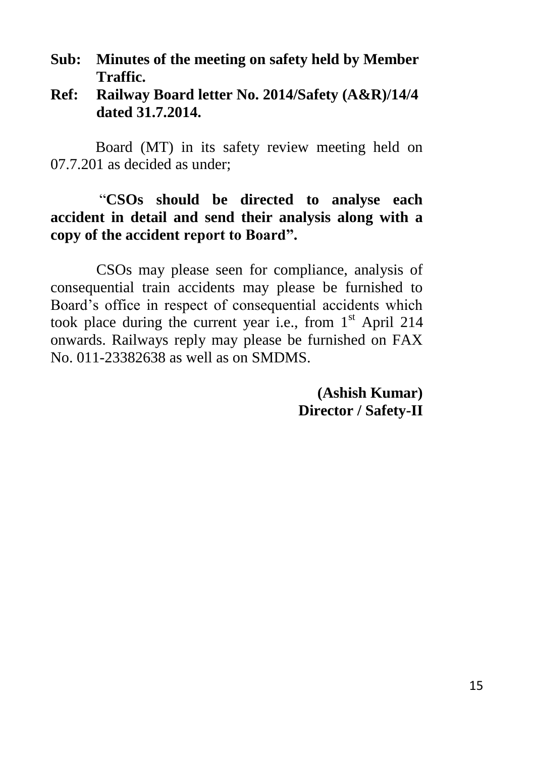**Sub: Minutes of the meeting on safety held by Member Traffic.**

**Ref: Railway Board letter No. 2014/Safety (A&R)/14/4 dated 31.7.2014.**

Board (MT) in its safety review meeting held on 07.7.201 as decided as under;

"**CSOs should be directed to analyse each accident in detail and send their analysis along with a copy of the accident report to Board".**

CSOs may please seen for compliance, analysis of consequential train accidents may please be furnished to Board's office in respect of consequential accidents which took place during the current year i.e., from 1st April 214 onwards. Railways reply may please be furnished on FAX No. 011-23382638 as well as on SMDMS.

**(Ashish Kumar)**
**Director / Safety-II**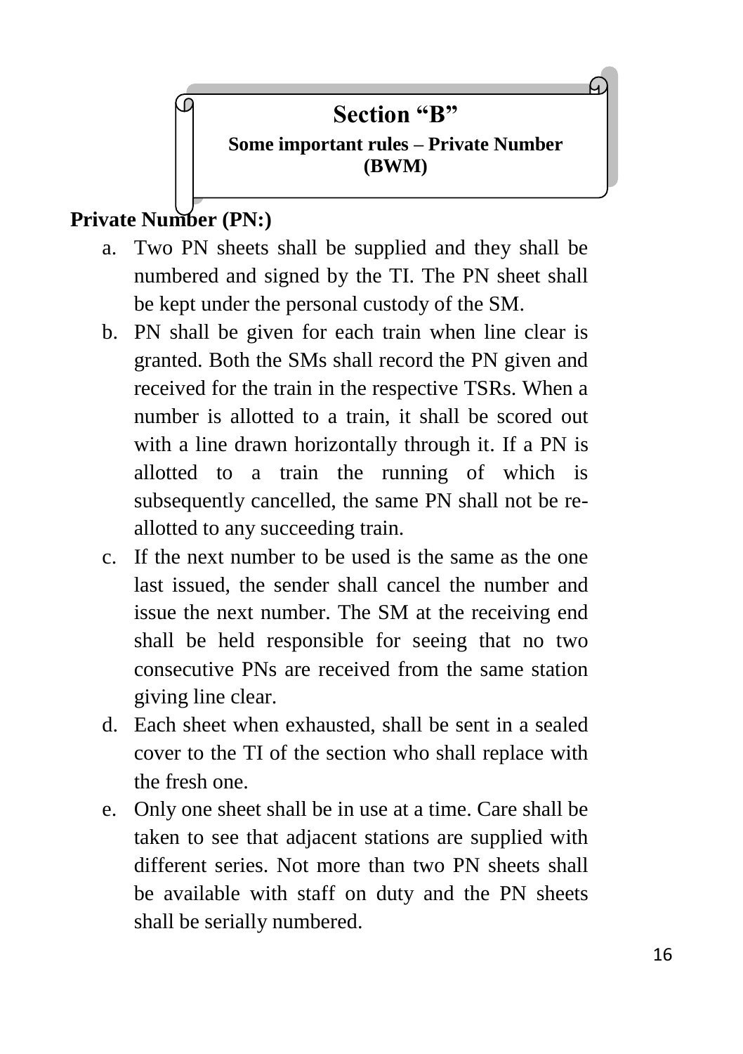# Section "B"

## Some important rules – Private Number (BWM)

**Private Number (PN:)**

a. Two PN sheets shall be supplied and they shall be numbered and signed by the TI. The PN sheet shall be kept under the personal custody of the SM.

b. PN shall be given for each train when line clear is granted. Both the SMs shall record the PN given and received for the train in the respective TSRs. When a number is allotted to a train, it shall be scored out with a line drawn horizontally through it. If a PN is allotted to a train the running of which is subsequently cancelled, the same PN shall not be re-allotted to any succeeding train.

c. If the next number to be used is the same as the one last issued, the sender shall cancel the number and issue the next number. The SM at the receiving end shall be held responsible for seeing that no two consecutive PNs are received from the same station giving line clear.

d. Each sheet when exhausted, shall be sent in a sealed cover to the TI of the section who shall replace with the fresh one.

e. Only one sheet shall be in use at a time. Care shall be taken to see that adjacent stations are supplied with different series. Not more than two PN sheets shall be available with staff on duty and the PN sheets shall be serially numbered.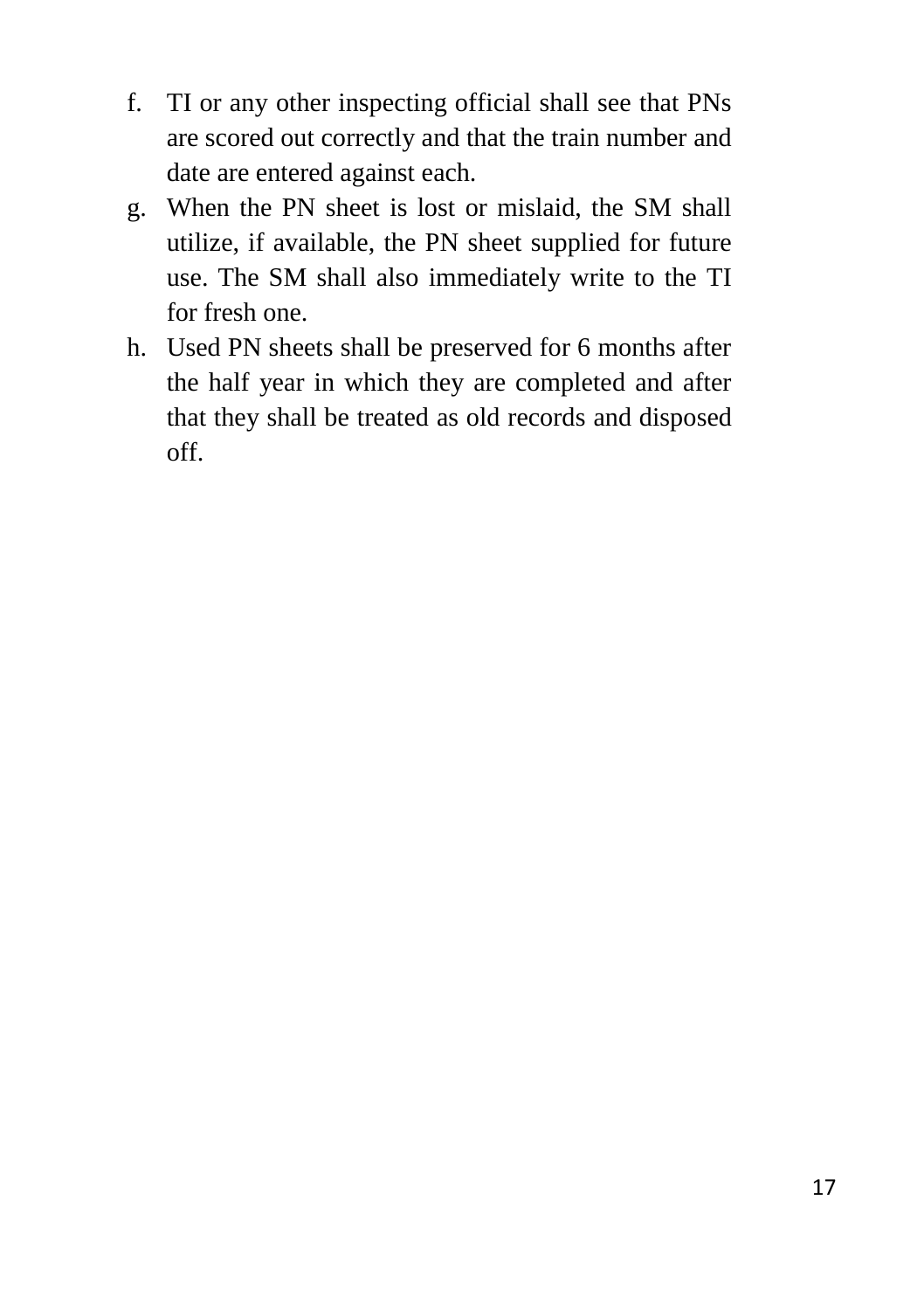f. TI or any other inspecting official shall see that PNs are scored out correctly and that the train number and date are entered against each.
g. When the PN sheet is lost or mislaid, the SM shall utilize, if available, the PN sheet supplied for future use. The SM shall also immediately write to the TI for fresh one.
h. Used PN sheets shall be preserved for 6 months after the half year in which they are completed and after that they shall be treated as old records and disposed off.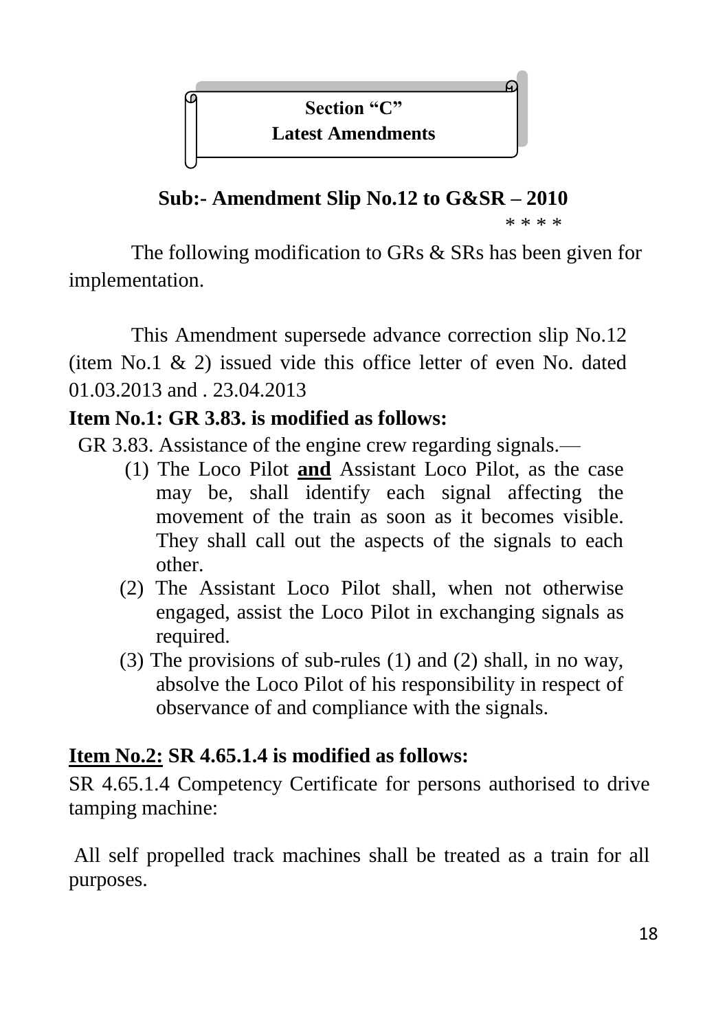## Section "C"
## Latest Amendments

### Sub:- Amendment Slip No.12 to G&SR – 2010

\* \* \* \*

The following modification to GRs & SRs has been given for implementation.

This Amendment supersede advance correction slip No.12 (item No.1 & 2) issued vide this office letter of even No. dated 01.03.2013 and . 23.04.2013

**Item No.1: GR 3.83. is modified as follows:**

GR 3.83. Assistance of the engine crew regarding signals.—

(1) The Loco Pilot **<u>and</u>** Assistant Loco Pilot, as the case may be, shall identify each signal affecting the movement of the train as soon as it becomes visible. They shall call out the aspects of the signals to each other.

(2) The Assistant Loco Pilot shall, when not otherwise engaged, assist the Loco Pilot in exchanging signals as required.

(3) The provisions of sub-rules (1) and (2) shall, in no way, absolve the Loco Pilot of his responsibility in respect of observance of and compliance with the signals.

**<u>Item No.2:</u> SR 4.65.1.4 is modified as follows:**

SR 4.65.1.4 Competency Certificate for persons authorised to drive tamping machine:

All self propelled track machines shall be treated as a train for all purposes.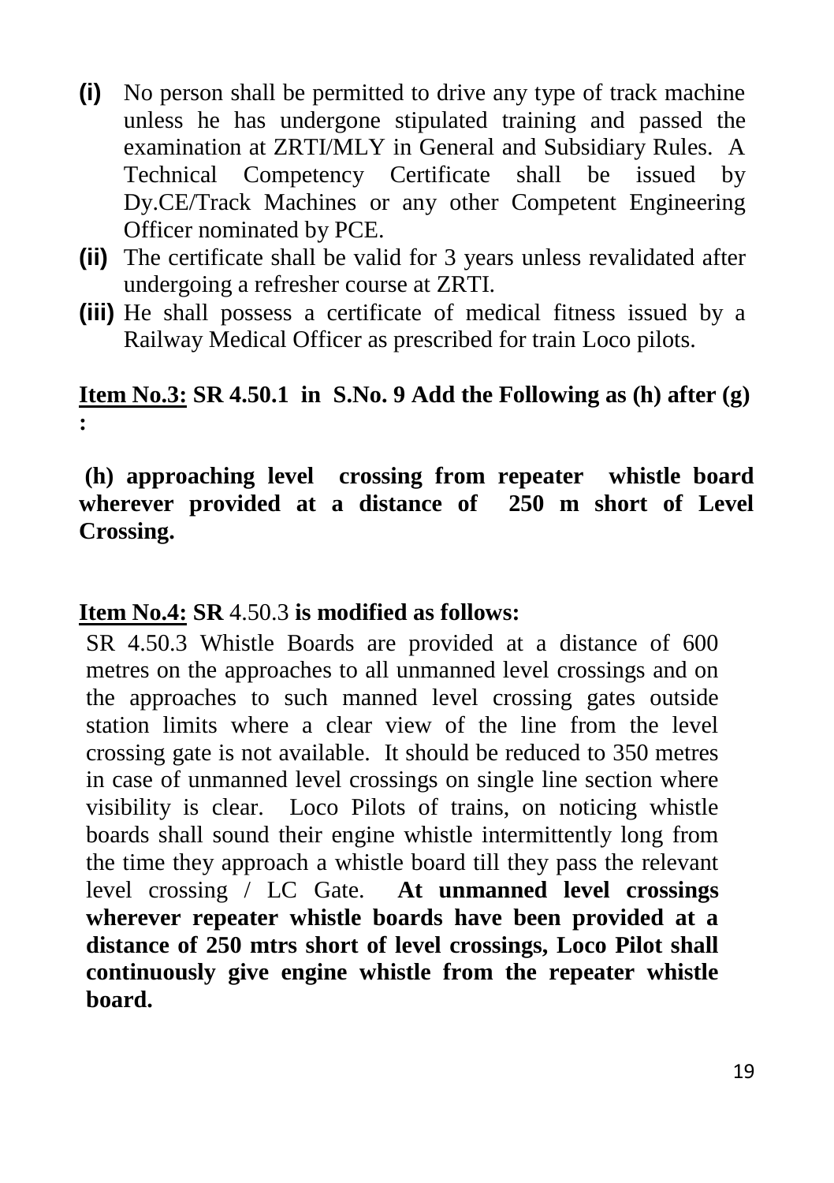**(i)** No person shall be permitted to drive any type of track machine unless he has undergone stipulated training and passed the examination at ZRTI/MLY in General and Subsidiary Rules. A Technical Competency Certificate shall be issued by Dy.CE/Track Machines or any other Competent Engineering Officer nominated by PCE.

**(ii)** The certificate shall be valid for 3 years unless revalidated after undergoing a refresher course at ZRTI.

**(iii)** He shall possess a certificate of medical fitness issued by a Railway Medical Officer as prescribed for train Loco pilots.

**<u>Item No.3:</u> SR 4.50.1 in S.No. 9 Add the Following as (h) after (g) :**

**(h) approaching level crossing from repeater whistle board wherever provided at a distance of 250 m short of Level Crossing.**

**<u>Item No.4:</u> SR** 4.50.3 **is modified as follows:**

SR 4.50.3 Whistle Boards are provided at a distance of 600 metres on the approaches to all unmanned level crossings and on the approaches to such manned level crossing gates outside station limits where a clear view of the line from the level crossing gate is not available. It should be reduced to 350 metres in case of unmanned level crossings on single line section where visibility is clear. Loco Pilots of trains, on noticing whistle boards shall sound their engine whistle intermittently long from the time they approach a whistle board till they pass the relevant level crossing / LC Gate. **At unmanned level crossings wherever repeater whistle boards have been provided at a distance of 250 mtrs short of level crossings, Loco Pilot shall continuously give engine whistle from the repeater whistle board.**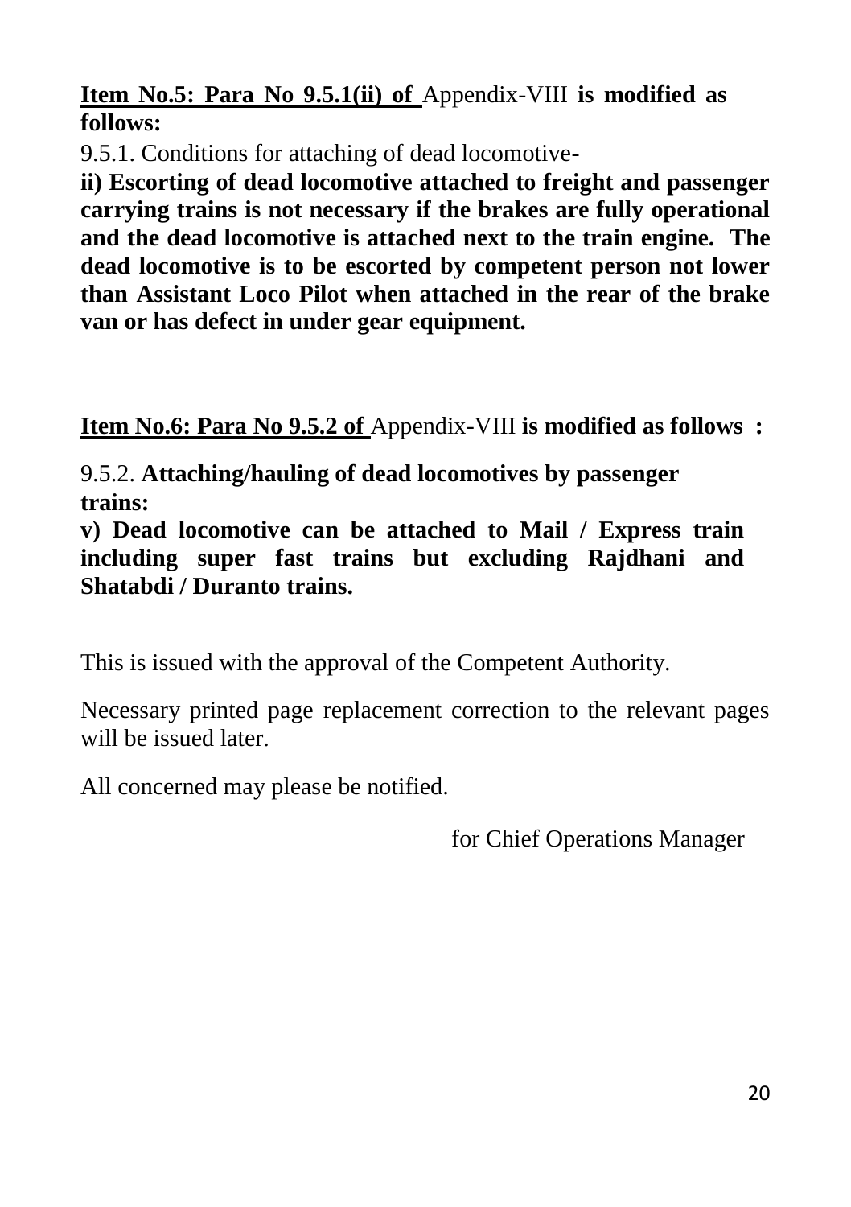**Item No.5: Para No 9.5.1(ii) of** Appendix-VIII **is modified as follows:**

9.5.1. Conditions for attaching of dead locomotive-

**ii) Escorting of dead locomotive attached to freight and passenger carrying trains is not necessary if the brakes are fully operational and the dead locomotive is attached next to the train engine. The dead locomotive is to be escorted by competent person not lower than Assistant Loco Pilot when attached in the rear of the brake van or has defect in under gear equipment.**

**Item No.6: Para No 9.5.2 of** Appendix-VIII **is modified as follows :**

9.5.2. **Attaching/hauling of dead locomotives by passenger trains:**

**v) Dead locomotive can be attached to Mail / Express train including super fast trains but excluding Rajdhani and Shatabdi / Duranto trains.**

This is issued with the approval of the Competent Authority.

Necessary printed page replacement correction to the relevant pages will be issued later.

All concerned may please be notified.

for Chief Operations Manager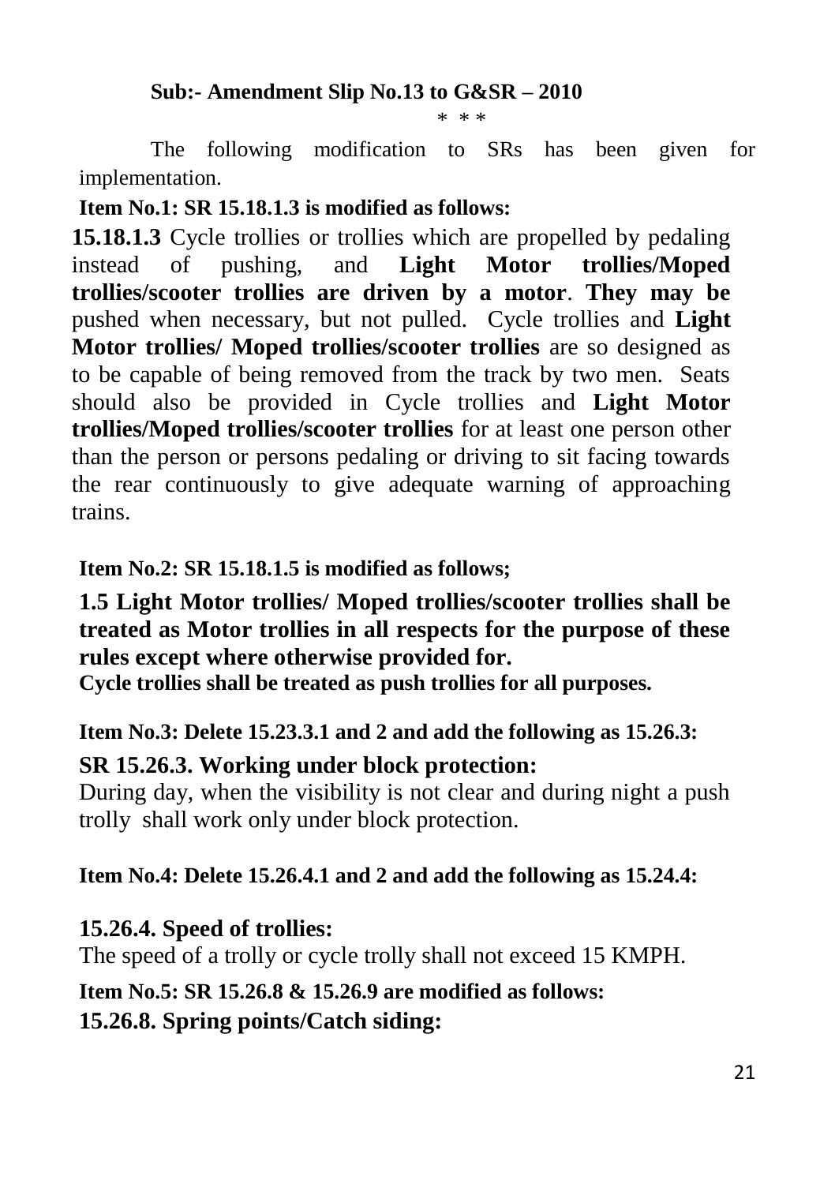**Sub:- Amendment Slip No.13 to G&SR – 2010**

\* \* \*

The following modification to SRs has been given for implementation.

**Item No.1: SR 15.18.1.3 is modified as follows:**

**15.18.1.3** Cycle trollies or trollies which are propelled by pedaling instead of pushing, and **Light Motor trollies/Moped trollies/scooter trollies are driven by a motor**. **They may be** pushed when necessary, but not pulled. Cycle trollies and **Light Motor trollies/ Moped trollies/scooter trollies** are so designed as to be capable of being removed from the track by two men. Seats should also be provided in Cycle trollies and **Light Motor trollies/Moped trollies/scooter trollies** for at least one person other than the person or persons pedaling or driving to sit facing towards the rear continuously to give adequate warning of approaching trains.

**Item No.2: SR 15.18.1.5 is modified as follows;**

**1.5 Light Motor trollies/ Moped trollies/scooter trollies shall be treated as Motor trollies in all respects for the purpose of these rules except where otherwise provided for.**

**Cycle trollies shall be treated as push trollies for all purposes.**

**Item No.3: Delete 15.23.3.1 and 2 and add the following as 15.26.3:**

**SR 15.26.3. Working under block protection:**

During day, when the visibility is not clear and during night a push trolly shall work only under block protection.

**Item No.4: Delete 15.26.4.1 and 2 and add the following as 15.24.4:**

**15.26.4. Speed of trollies:**

The speed of a trolly or cycle trolly shall not exceed 15 KMPH.

**Item No.5: SR 15.26.8 & 15.26.9 are modified as follows:**

**15.26.8. Spring points/Catch siding:**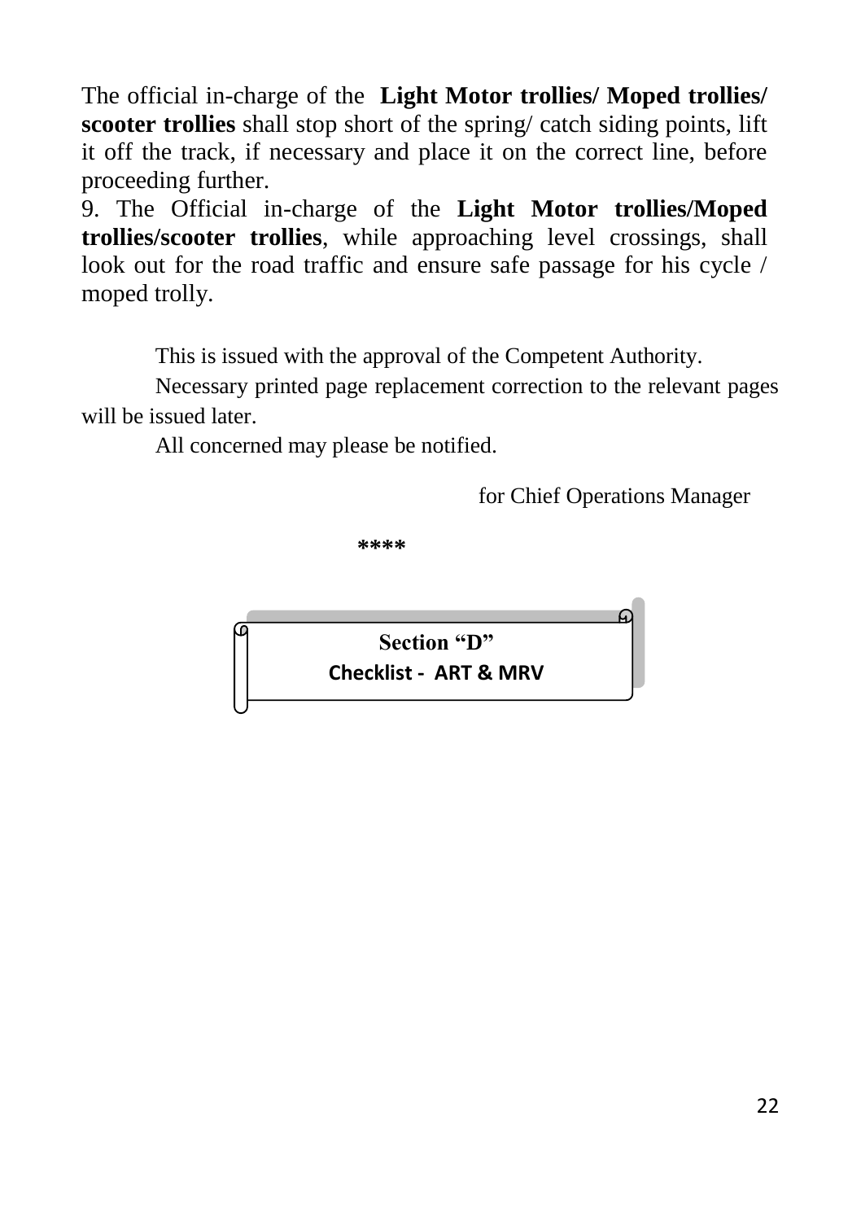The official in-charge of the **Light Motor trollies/ Moped trollies/ scooter trollies** shall stop short of the spring/ catch siding points, lift it off the track, if necessary and place it on the correct line, before proceeding further.

9. The Official in-charge of the **Light Motor trollies/Moped trollies/scooter trollies**, while approaching level crossings, shall look out for the road traffic and ensure safe passage for his cycle / moped trolly.

This is issued with the approval of the Competent Authority.

Necessary printed page replacement correction to the relevant pages will be issued later.

All concerned may please be notified.

for Chief Operations Manager

****

## Section "D"

**Checklist - ART & MRV**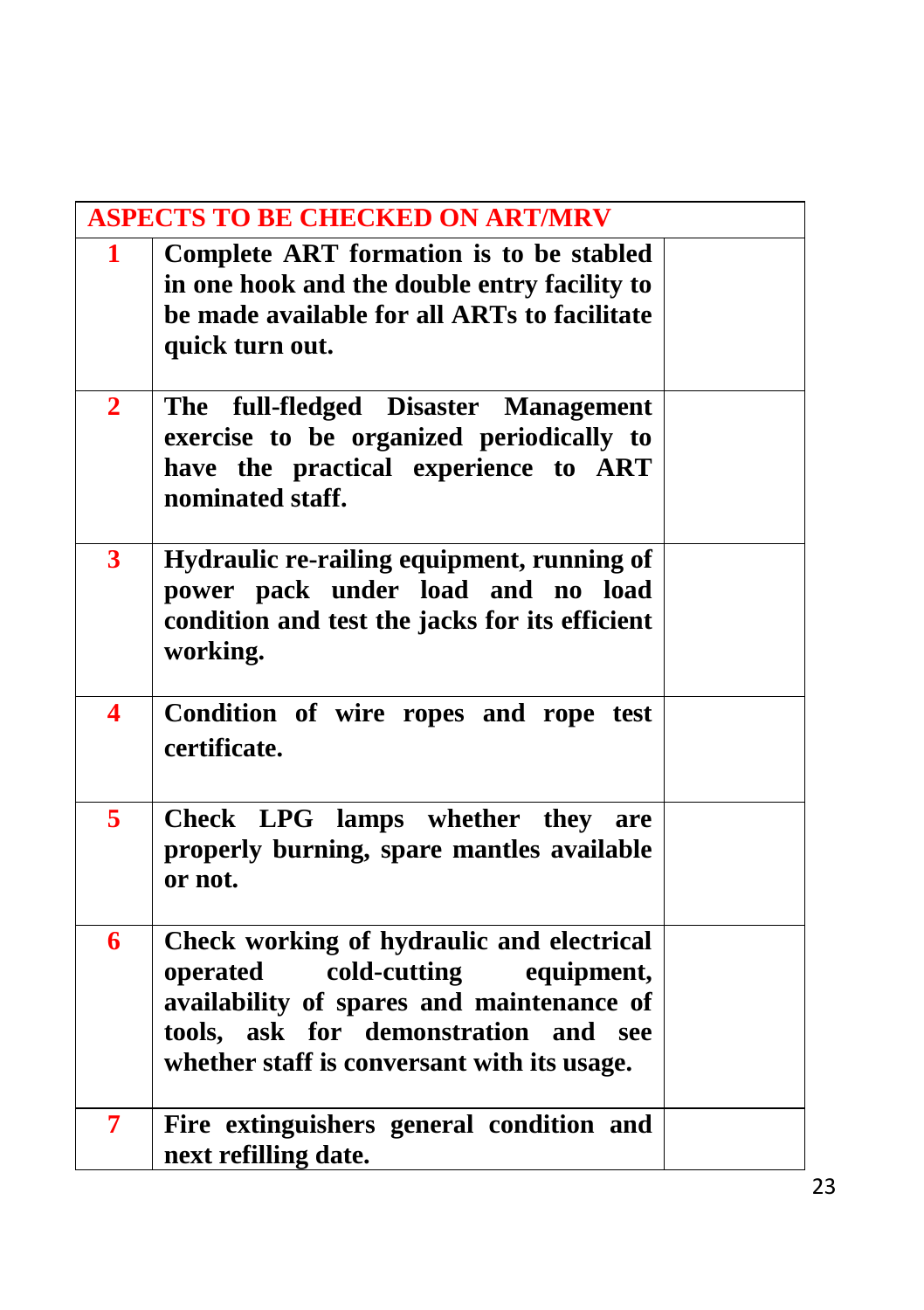| ASPECTS TO BE CHECKED ON ART/MRV | | |
|---|---|---|
| **1** | **Complete ART formation is to be stabled in one hook and the double entry facility to be made available for all ARTs to facilitate quick turn out.** | |
| **2** | **The full-fledged Disaster Management exercise to be organized periodically to have the practical experience to ART nominated staff.** | |
| **3** | **Hydraulic re-railing equipment, running of power pack under load and no load condition and test the jacks for its efficient working.** | |
| **4** | **Condition of wire ropes and rope test certificate.** | |
| **5** | **Check LPG lamps whether they are properly burning, spare mantles available or not.** | |
| **6** | **Check working of hydraulic and electrical operated cold-cutting equipment, availability of spares and maintenance of tools, ask for demonstration and see whether staff is conversant with its usage.** | |
| **7** | **Fire extinguishers general condition and next refilling date.** | |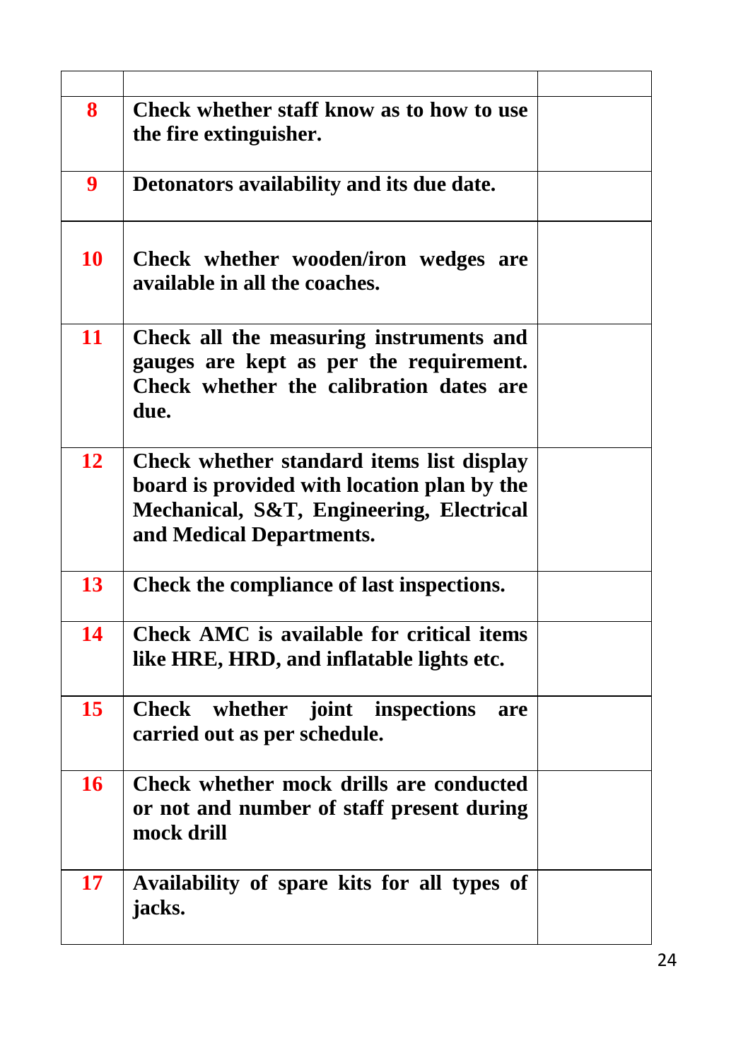| | | |
|---|---|---|
| **8** | **Check whether staff know as to how to use the fire extinguisher.** | |
| **9** | **Detonators availability and its due date.** | |
| **10** | **Check whether wooden/iron wedges are available in all the coaches.** | |
| **11** | **Check all the measuring instruments and gauges are kept as per the requirement. Check whether the calibration dates are due.** | |
| **12** | **Check whether standard items list display board is provided with location plan by the Mechanical, S&T, Engineering, Electrical and Medical Departments.** | |
| **13** | **Check the compliance of last inspections.** | |
| **14** | **Check AMC is available for critical items like HRE, HRD, and inflatable lights etc.** | |
| **15** | **Check whether joint inspections are carried out as per schedule.** | |
| **16** | **Check whether mock drills are conducted or not and number of staff present during mock drill** | |
| **17** | **Availability of spare kits for all types of jacks.** | |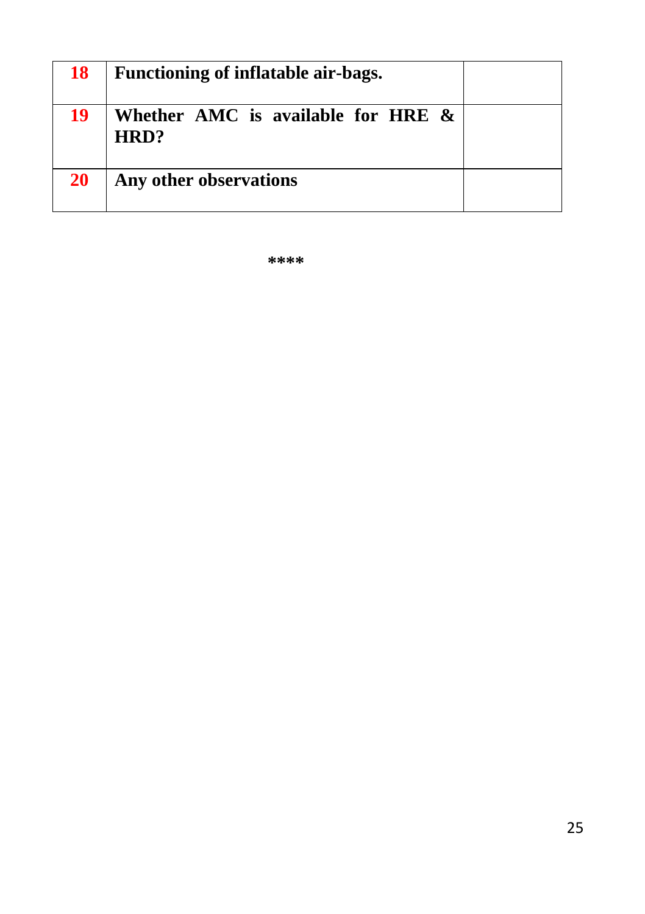| **18** | **Functioning of inflatable air-bags.** | |
|---|---|---|
| **19** | **Whether AMC is available for HRE & HRD?** | |
| **20** | **Any other observations** | |

**\*\*\*\***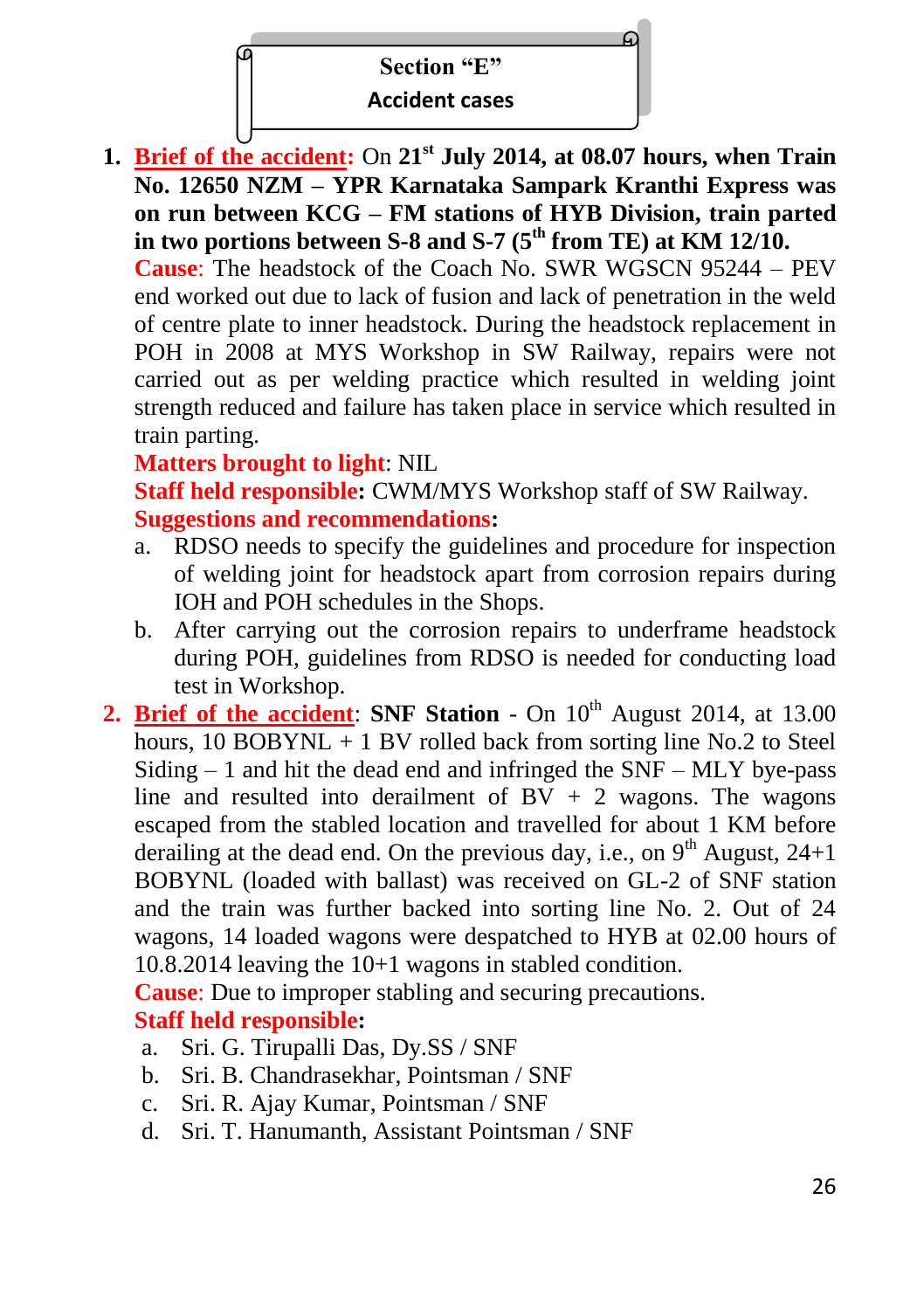## Section "E"
## Accident cases

1. **Brief of the accident:** On **21st July 2014, at 08.07 hours, when Train No. 12650 NZM – YPR Karnataka Sampark Kranthi Express was on run between KCG – FM stations of HYB Division, train parted in two portions between S-8 and S-7 (5th from TE) at KM 12/10.**

   **Cause**: The headstock of the Coach No. SWR WGSCN 95244 – PEV end worked out due to lack of fusion and lack of penetration in the weld of centre plate to inner headstock. During the headstock replacement in POH in 2008 at MYS Workshop in SW Railway, repairs were not carried out as per welding practice which resulted in welding joint strength reduced and failure has taken place in service which resulted in train parting.

   **Matters brought to light**: NIL

   **Staff held responsible:** CWM/MYS Workshop staff of SW Railway.

   **Suggestions and recommendations:**

   a. RDSO needs to specify the guidelines and procedure for inspection of welding joint for headstock apart from corrosion repairs during IOH and POH schedules in the Shops.

   b. After carrying out the corrosion repairs to underframe headstock during POH, guidelines from RDSO is needed for conducting load test in Workshop.

2. **Brief of the accident**: **SNF Station** - On 10th August 2014, at 13.00 hours, 10 BOBYNL + 1 BV rolled back from sorting line No.2 to Steel Siding – 1 and hit the dead end and infringed the SNF – MLY bye-pass line and resulted into derailment of BV + 2 wagons. The wagons escaped from the stabled location and travelled for about 1 KM before derailing at the dead end. On the previous day, i.e., on 9th August, 24+1 BOBYNL (loaded with ballast) was received on GL-2 of SNF station and the train was further backed into sorting line No. 2. Out of 24 wagons, 14 loaded wagons were despatched to HYB at 02.00 hours of 10.8.2014 leaving the 10+1 wagons in stabled condition.

   **Cause**: Due to improper stabling and securing precautions.

   **Staff held responsible:**

   a. Sri. G. Tirupalli Das, Dy.SS / SNF
   b. Sri. B. Chandrasekhar, Pointsman / SNF
   c. Sri. R. Ajay Kumar, Pointsman / SNF
   d. Sri. T. Hanumanth, Assistant Pointsman / SNF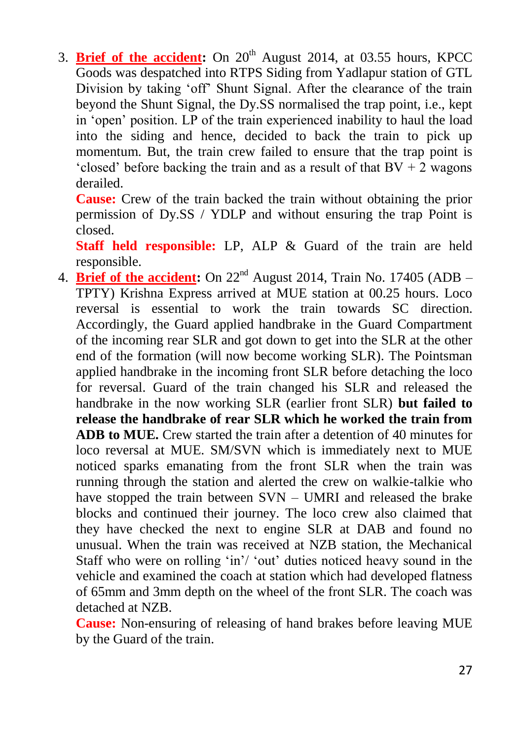3. **Brief of the accident:** On 20th August 2014, at 03.55 hours, KPCC Goods was despatched into RTPS Siding from Yadlapur station of GTL Division by taking 'off' Shunt Signal. After the clearance of the train beyond the Shunt Signal, the Dy.SS normalised the trap point, i.e., kept in 'open' position. LP of the train experienced inability to haul the load into the siding and hence, decided to back the train to pick up momentum. But, the train crew failed to ensure that the trap point is 'closed' before backing the train and as a result of that BV + 2 wagons derailed.
   **Cause:** Crew of the train backed the train without obtaining the prior permission of Dy.SS / YDLP and without ensuring the trap Point is closed.
   **Staff held responsible:** LP, ALP & Guard of the train are held responsible.
4. **Brief of the accident:** On 22nd August 2014, Train No. 17405 (ADB – TPTY) Krishna Express arrived at MUE station at 00.25 hours. Loco reversal is essential to work the train towards SC direction. Accordingly, the Guard applied handbrake in the Guard Compartment of the incoming rear SLR and got down to get into the SLR at the other end of the formation (will now become working SLR). The Pointsman applied handbrake in the incoming front SLR before detaching the loco for reversal. Guard of the train changed his SLR and released the handbrake in the now working SLR (earlier front SLR) **but failed to release the handbrake of rear SLR which he worked the train from ADB to MUE.** Crew started the train after a detention of 40 minutes for loco reversal at MUE. SM/SVN which is immediately next to MUE noticed sparks emanating from the front SLR when the train was running through the station and alerted the crew on walkie-talkie who have stopped the train between SVN – UMRI and released the brake blocks and continued their journey. The loco crew also claimed that they have checked the next to engine SLR at DAB and found no unusual. When the train was received at NZB station, the Mechanical Staff who were on rolling 'in'/ 'out' duties noticed heavy sound in the vehicle and examined the coach at station which had developed flatness of 65mm and 3mm depth on the wheel of the front SLR. The coach was detached at NZB.
   **Cause:** Non-ensuring of releasing of hand brakes before leaving MUE by the Guard of the train.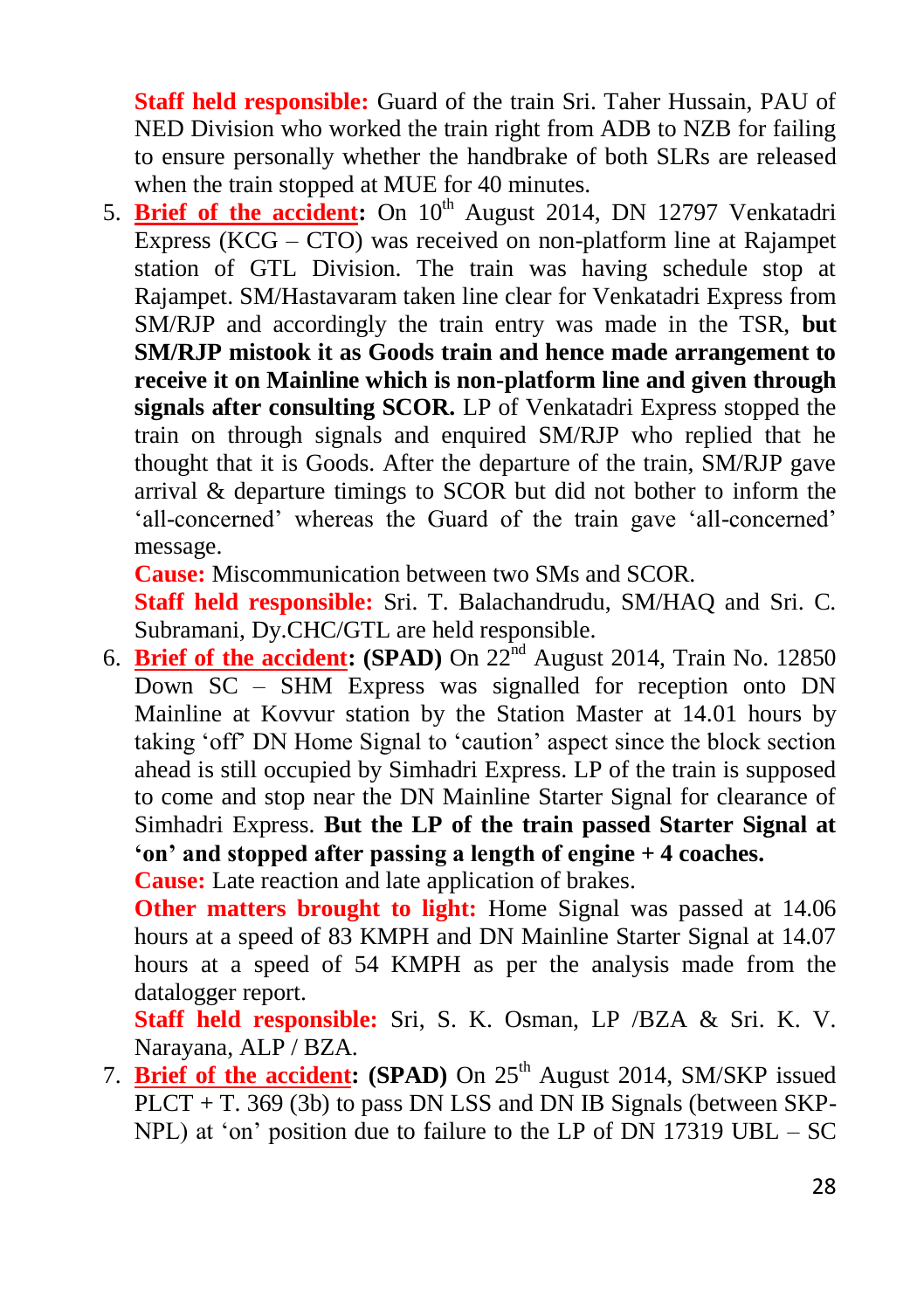**Staff held responsible:** Guard of the train Sri. Taher Hussain, PAU of NED Division who worked the train right from ADB to NZB for failing to ensure personally whether the handbrake of both SLRs are released when the train stopped at MUE for 40 minutes.

5. **Brief of the accident:** On 10th August 2014, DN 12797 Venkatadri Express (KCG – CTO) was received on non-platform line at Rajampet station of GTL Division. The train was having schedule stop at Rajampet. SM/Hastavaram taken line clear for Venkatadri Express from SM/RJP and accordingly the train entry was made in the TSR, **but SM/RJP mistook it as Goods train and hence made arrangement to receive it on Mainline which is non-platform line and given through signals after consulting SCOR.** LP of Venkatadri Express stopped the train on through signals and enquired SM/RJP who replied that he thought that it is Goods. After the departure of the train, SM/RJP gave arrival & departure timings to SCOR but did not bother to inform the 'all-concerned' whereas the Guard of the train gave 'all-concerned' message.

   **Cause:** Miscommunication between two SMs and SCOR.

   **Staff held responsible:** Sri. T. Balachandrudu, SM/HAQ and Sri. C. Subramani, Dy.CHC/GTL are held responsible.

6. **Brief of the accident: (SPAD)** On 22nd August 2014, Train No. 12850 Down SC – SHM Express was signalled for reception onto DN Mainline at Kovvur station by the Station Master at 14.01 hours by taking 'off' DN Home Signal to 'caution' aspect since the block section ahead is still occupied by Simhadri Express. LP of the train is supposed to come and stop near the DN Mainline Starter Signal for clearance of Simhadri Express. **But the LP of the train passed Starter Signal at 'on' and stopped after passing a length of engine + 4 coaches.**

   **Cause:** Late reaction and late application of brakes.

   **Other matters brought to light:** Home Signal was passed at 14.06 hours at a speed of 83 KMPH and DN Mainline Starter Signal at 14.07 hours at a speed of 54 KMPH as per the analysis made from the datalogger report.

   **Staff held responsible:** Sri, S. K. Osman, LP /BZA & Sri. K. V. Narayana, ALP / BZA.

7. **Brief of the accident: (SPAD)** On 25th August 2014, SM/SKP issued PLCT + T. 369 (3b) to pass DN LSS and DN IB Signals (between SKP-NPL) at 'on' position due to failure to the LP of DN 17319 UBL – SC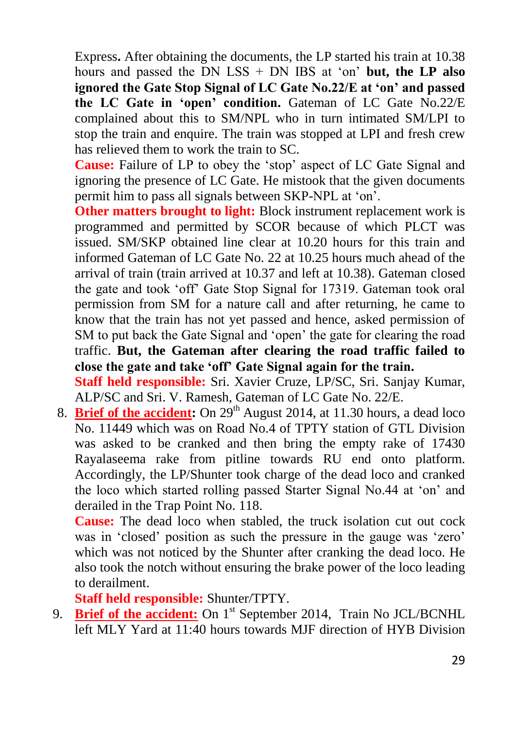Express**.** After obtaining the documents, the LP started his train at 10.38 hours and passed the DN LSS + DN IBS at 'on' **but, the LP also ignored the Gate Stop Signal of LC Gate No.22/E at 'on' and passed the LC Gate in 'open' condition.** Gateman of LC Gate No.22/E complained about this to SM/NPL who in turn intimated SM/LPI to stop the train and enquire. The train was stopped at LPI and fresh crew has relieved them to work the train to SC.

**Cause:** Failure of LP to obey the 'stop' aspect of LC Gate Signal and ignoring the presence of LC Gate. He mistook that the given documents permit him to pass all signals between SKP-NPL at 'on'.

**Other matters brought to light:** Block instrument replacement work is programmed and permitted by SCOR because of which PLCT was issued. SM/SKP obtained line clear at 10.20 hours for this train and informed Gateman of LC Gate No. 22 at 10.25 hours much ahead of the arrival of train (train arrived at 10.37 and left at 10.38). Gateman closed the gate and took 'off' Gate Stop Signal for 17319. Gateman took oral permission from SM for a nature call and after returning, he came to know that the train has not yet passed and hence, asked permission of SM to put back the Gate Signal and 'open' the gate for clearing the road traffic. **But, the Gateman after clearing the road traffic failed to close the gate and take 'off' Gate Signal again for the train.**

**Staff held responsible:** Sri. Xavier Cruze, LP/SC, Sri. Sanjay Kumar, ALP/SC and Sri. V. Ramesh, Gateman of LC Gate No. 22/E.

8. **Brief of the accident:** On 29th August 2014, at 11.30 hours, a dead loco No. 11449 which was on Road No.4 of TPTY station of GTL Division was asked to be cranked and then bring the empty rake of 17430 Rayalaseema rake from pitline towards RU end onto platform. Accordingly, the LP/Shunter took charge of the dead loco and cranked the loco which started rolling passed Starter Signal No.44 at 'on' and derailed in the Trap Point No. 118.

   **Cause:** The dead loco when stabled, the truck isolation cut out cock was in 'closed' position as such the pressure in the gauge was 'zero' which was not noticed by the Shunter after cranking the dead loco. He also took the notch without ensuring the brake power of the loco leading to derailment.

   **Staff held responsible:** Shunter/TPTY.

9. **Brief of the accident:** On 1st September 2014, Train No JCL/BCNHL left MLY Yard at 11:40 hours towards MJF direction of HYB Division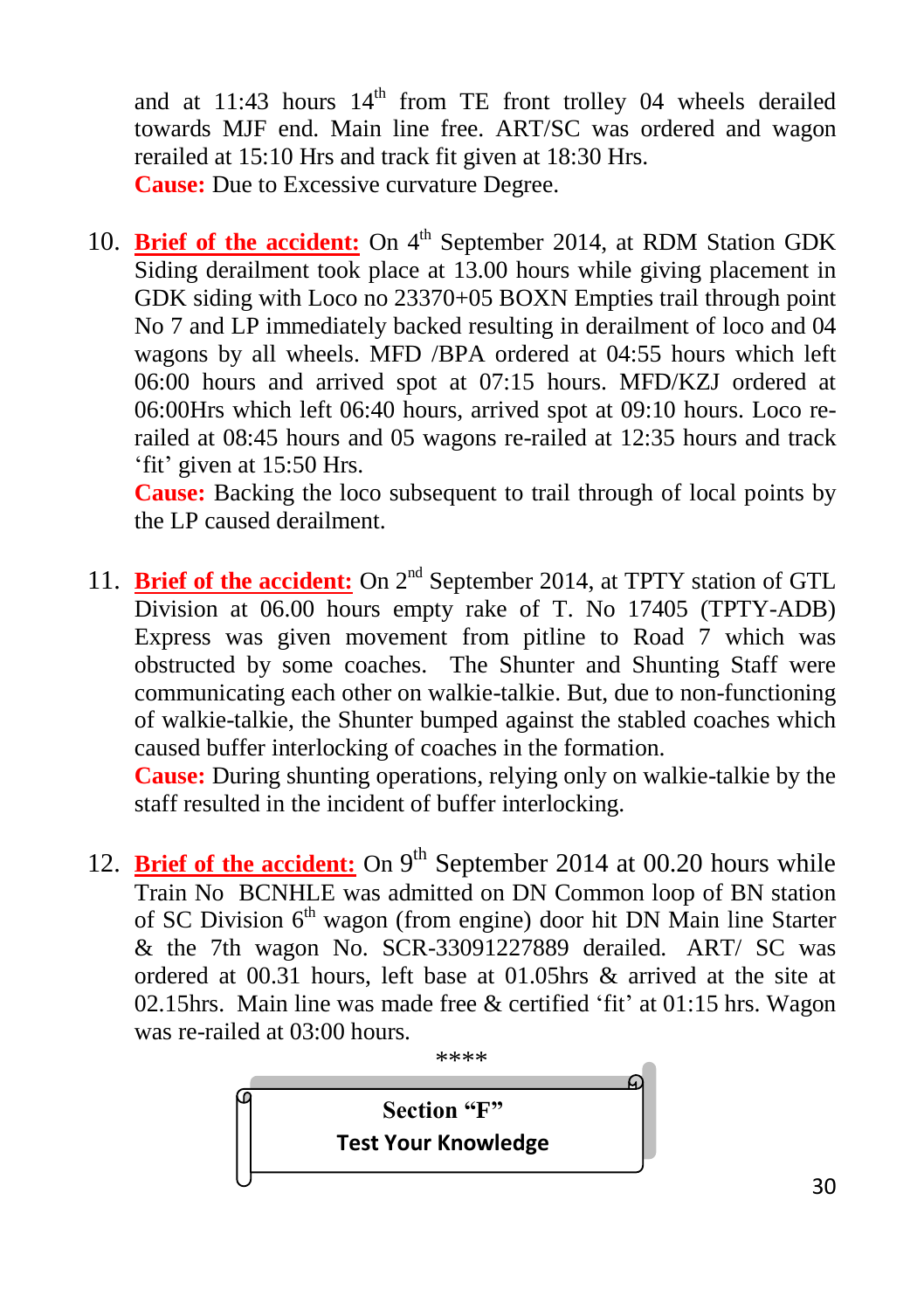and at 11:43 hours 14th from TE front trolley 04 wheels derailed towards MJF end. Main line free. ART/SC was ordered and wagon rerailed at 15:10 Hrs and track fit given at 18:30 Hrs.
**Cause:** Due to Excessive curvature Degree.

10. **Brief of the accident:** On 4th September 2014, at RDM Station GDK Siding derailment took place at 13.00 hours while giving placement in GDK siding with Loco no 23370+05 BOXN Empties trail through point No 7 and LP immediately backed resulting in derailment of loco and 04 wagons by all wheels. MFD /BPA ordered at 04:55 hours which left 06:00 hours and arrived spot at 07:15 hours. MFD/KZJ ordered at 06:00Hrs which left 06:40 hours, arrived spot at 09:10 hours. Loco re-railed at 08:45 hours and 05 wagons re-railed at 12:35 hours and track 'fit' given at 15:50 Hrs.
**Cause:** Backing the loco subsequent to trail through of local points by the LP caused derailment.

11. **Brief of the accident:** On 2nd September 2014, at TPTY station of GTL Division at 06.00 hours empty rake of T. No 17405 (TPTY-ADB) Express was given movement from pitline to Road 7 which was obstructed by some coaches. The Shunter and Shunting Staff were communicating each other on walkie-talkie. But, due to non-functioning of walkie-talkie, the Shunter bumped against the stabled coaches which caused buffer interlocking of coaches in the formation.
**Cause:** During shunting operations, relying only on walkie-talkie by the staff resulted in the incident of buffer interlocking.

12. **Brief of the accident:** On 9th September 2014 at 00.20 hours while Train No BCNHLE was admitted on DN Common loop of BN station of SC Division 6th wagon (from engine) door hit DN Main line Starter & the 7th wagon No. SCR-33091227889 derailed. ART/ SC was ordered at 00.31 hours, left base at 01.05hrs & arrived at the site at 02.15hrs. Main line was made free & certified 'fit' at 01:15 hrs. Wagon was re-railed at 03:00 hours.

****

## Section "F"
## Test Your Knowledge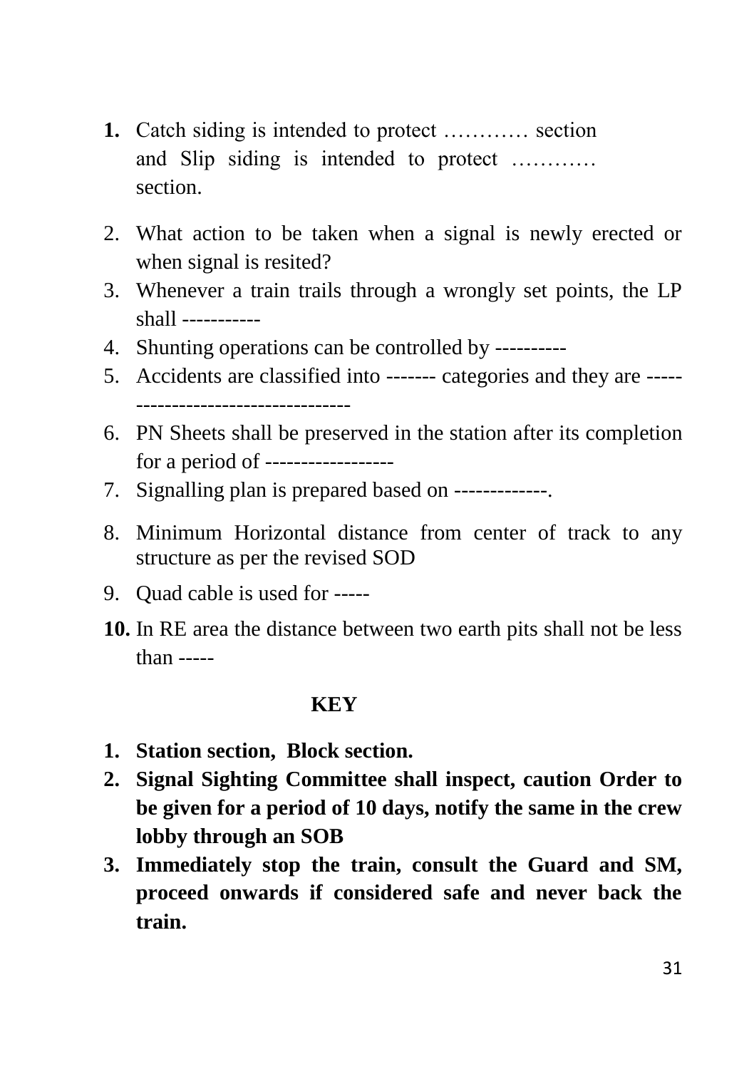1. Catch siding is intended to protect ………… section and Slip siding is intended to protect ………… section.
2. What action to be taken when a signal is newly erected or when signal is resited?
3. Whenever a train trails through a wrongly set points, the LP shall -----------
4. Shunting operations can be controlled by ----------
5. Accidents are classified into ------- categories and they are ----- -----------------------------
6. PN Sheets shall be preserved in the station after its completion for a period of ------------------
7. Signalling plan is prepared based on -------------.
8. Minimum Horizontal distance from center of track to any structure as per the revised SOD
9. Quad cable is used for -----
10. In RE area the distance between two earth pits shall not be less than -----

**KEY**

1. **Station section, Block section.**
2. **Signal Sighting Committee shall inspect, caution Order to be given for a period of 10 days, notify the same in the crew lobby through an SOB**
3. **Immediately stop the train, consult the Guard and SM, proceed onwards if considered safe and never back the train.**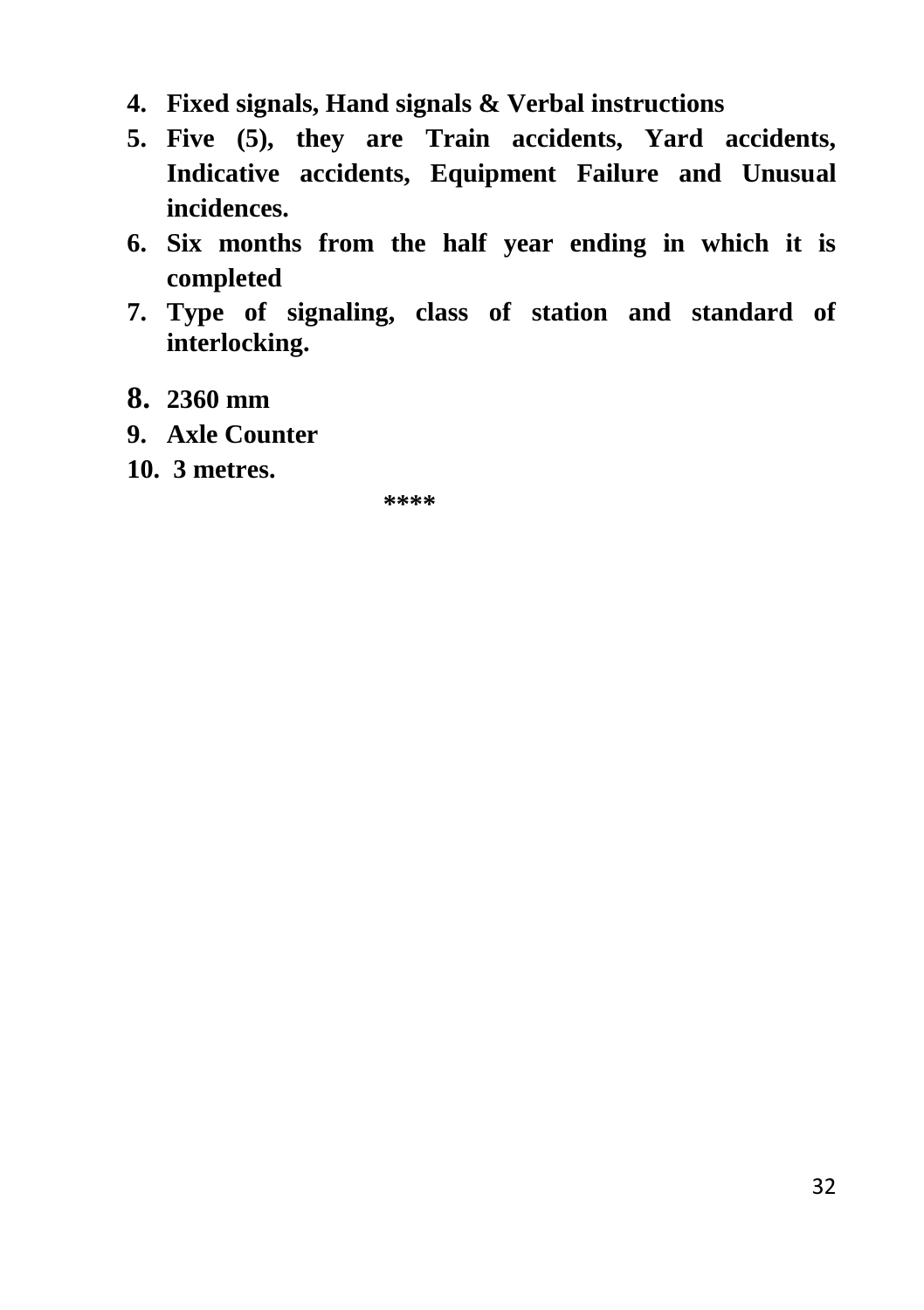4. **Fixed signals, Hand signals & Verbal instructions**
5. **Five (5), they are Train accidents, Yard accidents, Indicative accidents, Equipment Failure and Unusual incidences.**
6. **Six months from the half year ending in which it is completed**
7. **Type of signaling, class of station and standard of interlocking.**
8. **2360 mm**
9. **Axle Counter**
10. **3 metres.**

**\*\*\*\***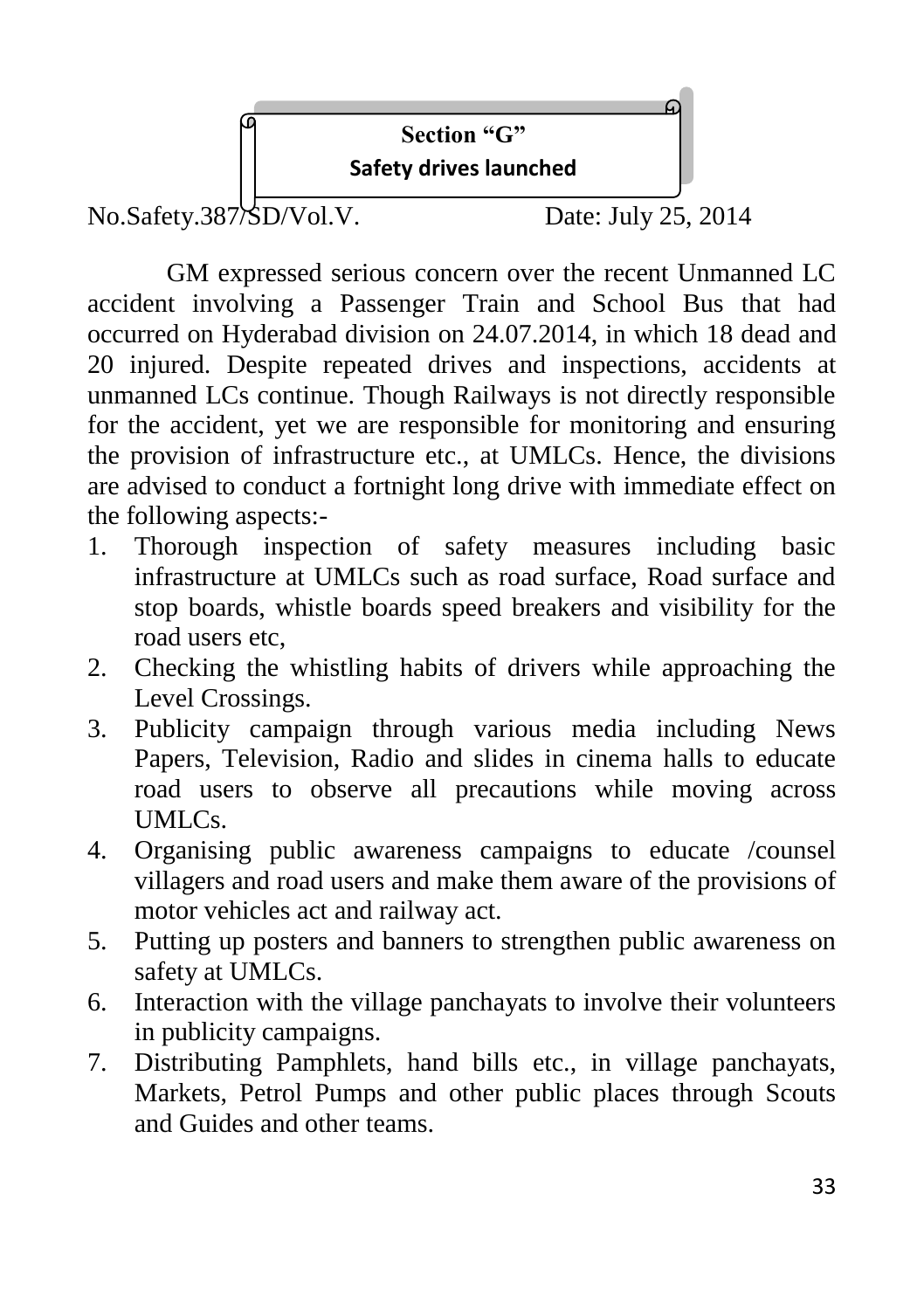## Section "G"

### Safety drives launched

No.Safety.387/SD/Vol.V. Date: July 25, 2014

GM expressed serious concern over the recent Unmanned LC accident involving a Passenger Train and School Bus that had occurred on Hyderabad division on 24.07.2014, in which 18 dead and 20 injured. Despite repeated drives and inspections, accidents at unmanned LCs continue. Though Railways is not directly responsible for the accident, yet we are responsible for monitoring and ensuring the provision of infrastructure etc., at UMLCs. Hence, the divisions are advised to conduct a fortnight long drive with immediate effect on the following aspects:-

1. Thorough inspection of safety measures including basic infrastructure at UMLCs such as road surface, Road surface and stop boards, whistle boards speed breakers and visibility for the road users etc,
2. Checking the whistling habits of drivers while approaching the Level Crossings.
3. Publicity campaign through various media including News Papers, Television, Radio and slides in cinema halls to educate road users to observe all precautions while moving across UMLCs.
4. Organising public awareness campaigns to educate /counsel villagers and road users and make them aware of the provisions of motor vehicles act and railway act.
5. Putting up posters and banners to strengthen public awareness on safety at UMLCs.
6. Interaction with the village panchayats to involve their volunteers in publicity campaigns.
7. Distributing Pamphlets, hand bills etc., in village panchayats, Markets, Petrol Pumps and other public places through Scouts and Guides and other teams.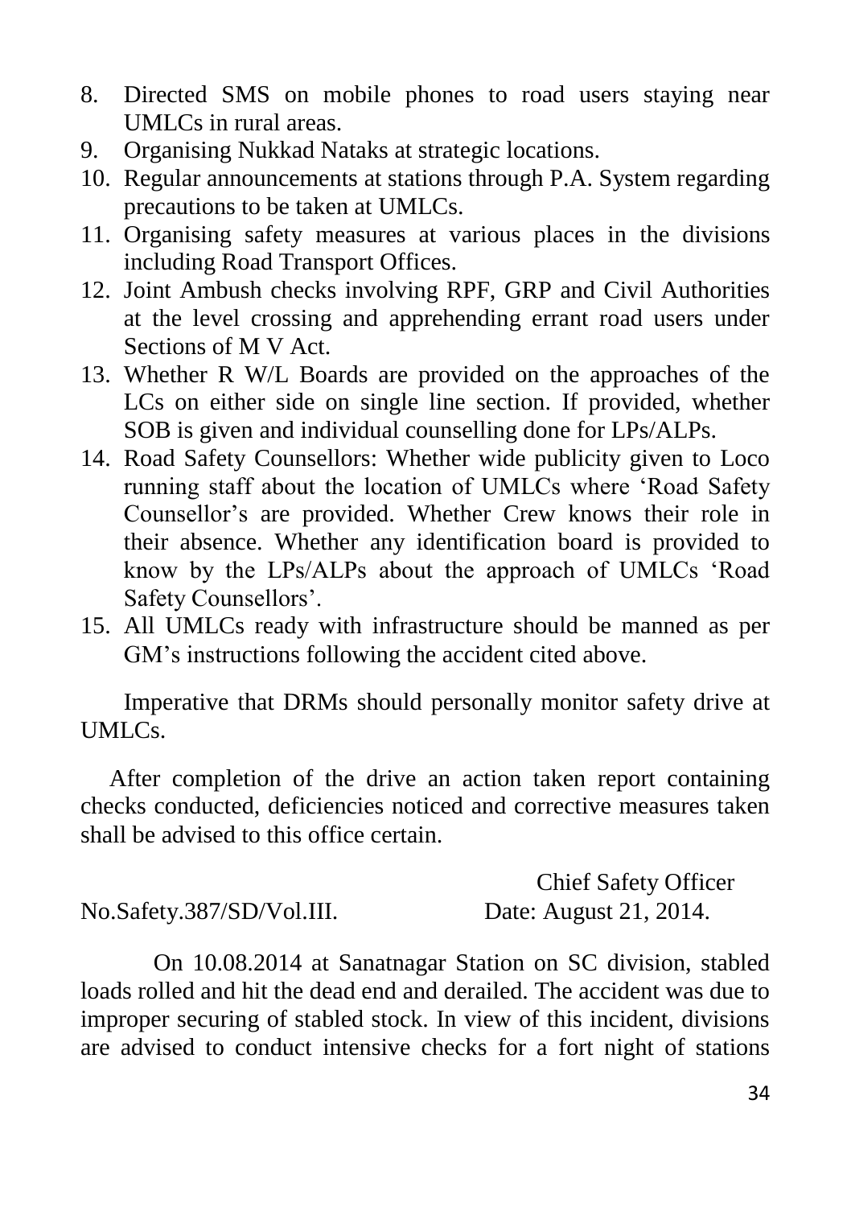8. Directed SMS on mobile phones to road users staying near UMLCs in rural areas.
9. Organising Nukkad Nataks at strategic locations.
10. Regular announcements at stations through P.A. System regarding precautions to be taken at UMLCs.
11. Organising safety measures at various places in the divisions including Road Transport Offices.
12. Joint Ambush checks involving RPF, GRP and Civil Authorities at the level crossing and apprehending errant road users under Sections of M V Act.
13. Whether R W/L Boards are provided on the approaches of the LCs on either side on single line section. If provided, whether SOB is given and individual counselling done for LPs/ALPs.
14. Road Safety Counsellors: Whether wide publicity given to Loco running staff about the location of UMLCs where 'Road Safety Counsellor's are provided. Whether Crew knows their role in their absence. Whether any identification board is provided to know by the LPs/ALPs about the approach of UMLCs 'Road Safety Counsellors'.
15. All UMLCs ready with infrastructure should be manned as per GM's instructions following the accident cited above.

Imperative that DRMs should personally monitor safety drive at UMLCs.

After completion of the drive an action taken report containing checks conducted, deficiencies noticed and corrective measures taken shall be advised to this office certain.

Chief Safety Officer

No.Safety.387/SD/Vol.III. Date: August 21, 2014.

On 10.08.2014 at Sanatnagar Station on SC division, stabled loads rolled and hit the dead end and derailed. The accident was due to improper securing of stabled stock. In view of this incident, divisions are advised to conduct intensive checks for a fort night of stations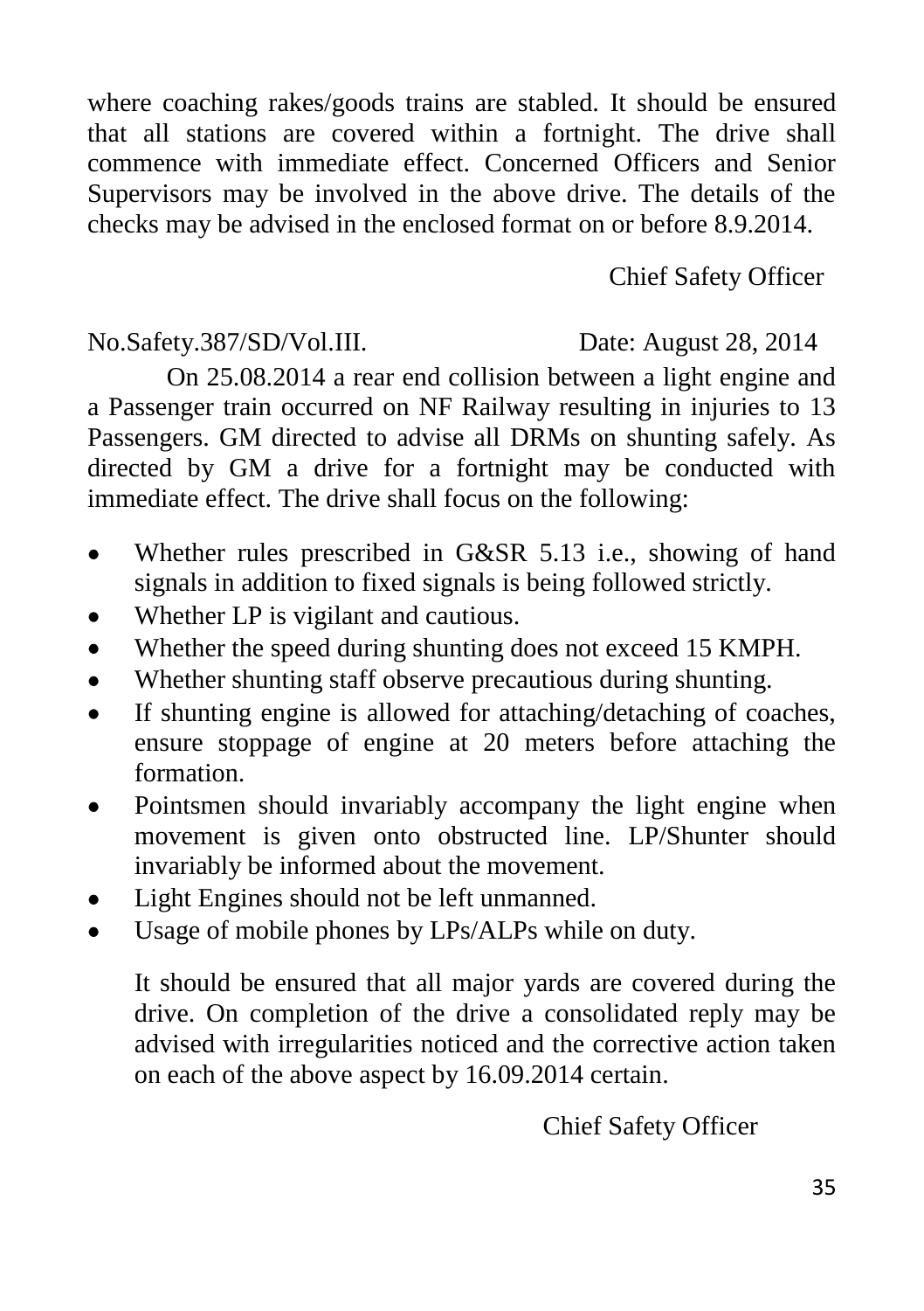where coaching rakes/goods trains are stabled. It should be ensured that all stations are covered within a fortnight. The drive shall commence with immediate effect. Concerned Officers and Senior Supervisors may be involved in the above drive. The details of the checks may be advised in the enclosed format on or before 8.9.2014.

Chief Safety Officer

No.Safety.387/SD/Vol.III. Date: August 28, 2014

On 25.08.2014 a rear end collision between a light engine and a Passenger train occurred on NF Railway resulting in injuries to 13 Passengers. GM directed to advise all DRMs on shunting safely. As directed by GM a drive for a fortnight may be conducted with immediate effect. The drive shall focus on the following:

- Whether rules prescribed in G&SR 5.13 i.e., showing of hand signals in addition to fixed signals is being followed strictly.
- Whether LP is vigilant and cautious.
- Whether the speed during shunting does not exceed 15 KMPH.
- Whether shunting staff observe precautious during shunting.
- If shunting engine is allowed for attaching/detaching of coaches, ensure stoppage of engine at 20 meters before attaching the formation.
- Pointsmen should invariably accompany the light engine when movement is given onto obstructed line. LP/Shunter should invariably be informed about the movement.
- Light Engines should not be left unmanned.
- Usage of mobile phones by LPs/ALPs while on duty.

It should be ensured that all major yards are covered during the drive. On completion of the drive a consolidated reply may be advised with irregularities noticed and the corrective action taken on each of the above aspect by 16.09.2014 certain.

Chief Safety Officer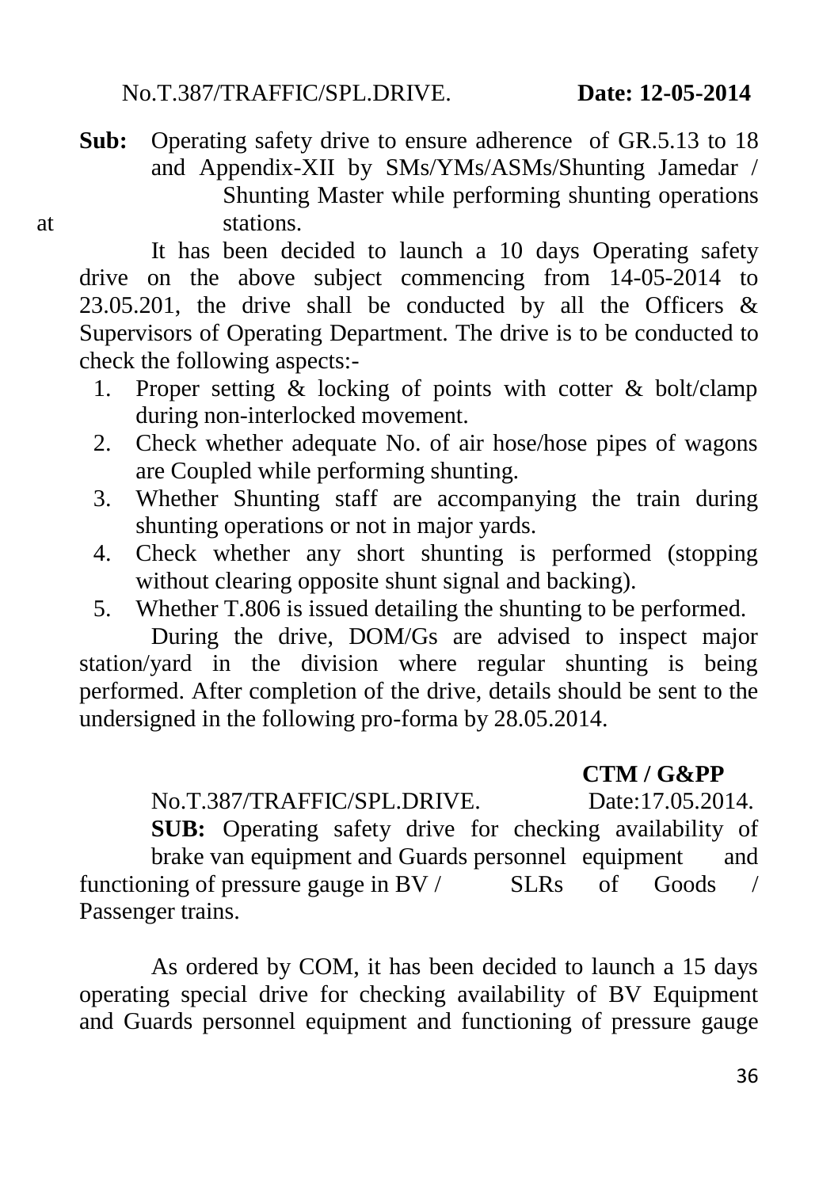No.T.387/TRAFFIC/SPL.DRIVE. **Date: 12-05-2014**

**Sub:** Operating safety drive to ensure adherence of GR.5.13 to 18 and Appendix-XII by SMs/YMs/ASMs/Shunting Jamedar / Shunting Master while performing shunting operations at stations.

It has been decided to launch a 10 days Operating safety drive on the above subject commencing from 14-05-2014 to 23.05.201, the drive shall be conducted by all the Officers & Supervisors of Operating Department. The drive is to be conducted to check the following aspects:-

1. Proper setting & locking of points with cotter & bolt/clamp during non-interlocked movement.
2. Check whether adequate No. of air hose/hose pipes of wagons are Coupled while performing shunting.
3. Whether Shunting staff are accompanying the train during shunting operations or not in major yards.
4. Check whether any short shunting is performed (stopping without clearing opposite shunt signal and backing).
5. Whether T.806 is issued detailing the shunting to be performed.

During the drive, DOM/Gs are advised to inspect major station/yard in the division where regular shunting is being performed. After completion of the drive, details should be sent to the undersigned in the following pro-forma by 28.05.2014.

**CTM / G&PP**

No.T.387/TRAFFIC/SPL.DRIVE. Date:17.05.2014.

**SUB:** Operating safety drive for checking availability of brake van equipment and Guards personnel equipment and functioning of pressure gauge in BV / SLRs of Goods / Passenger trains.

As ordered by COM, it has been decided to launch a 15 days operating special drive for checking availability of BV Equipment and Guards personnel equipment and functioning of pressure gauge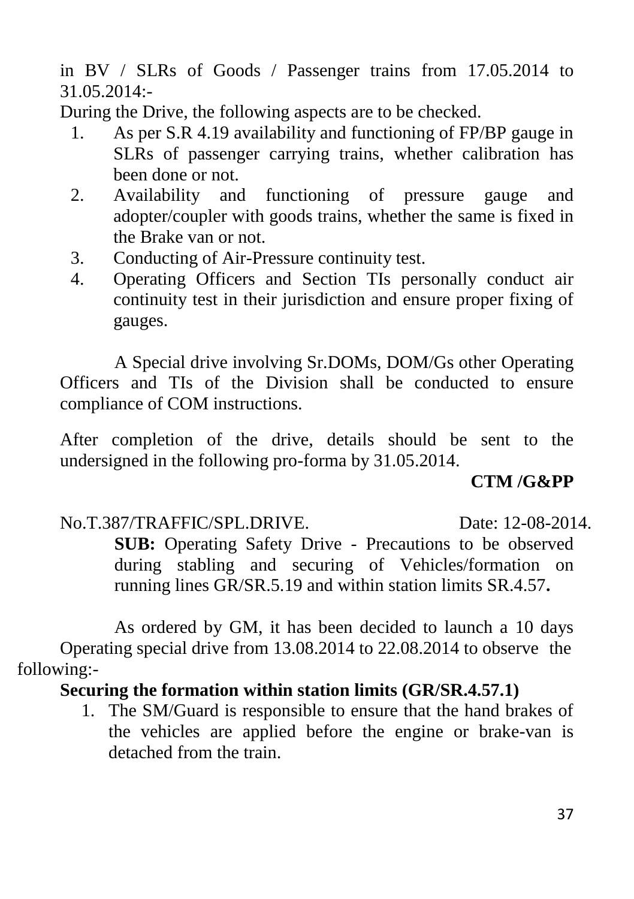in BV / SLRs of Goods / Passenger trains from 17.05.2014 to 31.05.2014:-

During the Drive, the following aspects are to be checked.

1. As per S.R 4.19 availability and functioning of FP/BP gauge in SLRs of passenger carrying trains, whether calibration has been done or not.
2. Availability and functioning of pressure gauge and adopter/coupler with goods trains, whether the same is fixed in the Brake van or not.
3. Conducting of Air-Pressure continuity test.
4. Operating Officers and Section TIs personally conduct air continuity test in their jurisdiction and ensure proper fixing of gauges.

A Special drive involving Sr.DOMs, DOM/Gs other Operating Officers and TIs of the Division shall be conducted to ensure compliance of COM instructions.

After completion of the drive, details should be sent to the undersigned in the following pro-forma by 31.05.2014.

**CTM /G&PP**

No.T.387/TRAFFIC/SPL.DRIVE. Date: 12-08-2014.

**SUB:** Operating Safety Drive - Precautions to be observed during stabling and securing of Vehicles/formation on running lines GR/SR.5.19 and within station limits SR.4.57**.**

As ordered by GM, it has been decided to launch a 10 days Operating special drive from 13.08.2014 to 22.08.2014 to observe the following:-

**Securing the formation within station limits (GR/SR.4.57.1)**

1. The SM/Guard is responsible to ensure that the hand brakes of the vehicles are applied before the engine or brake-van is detached from the train.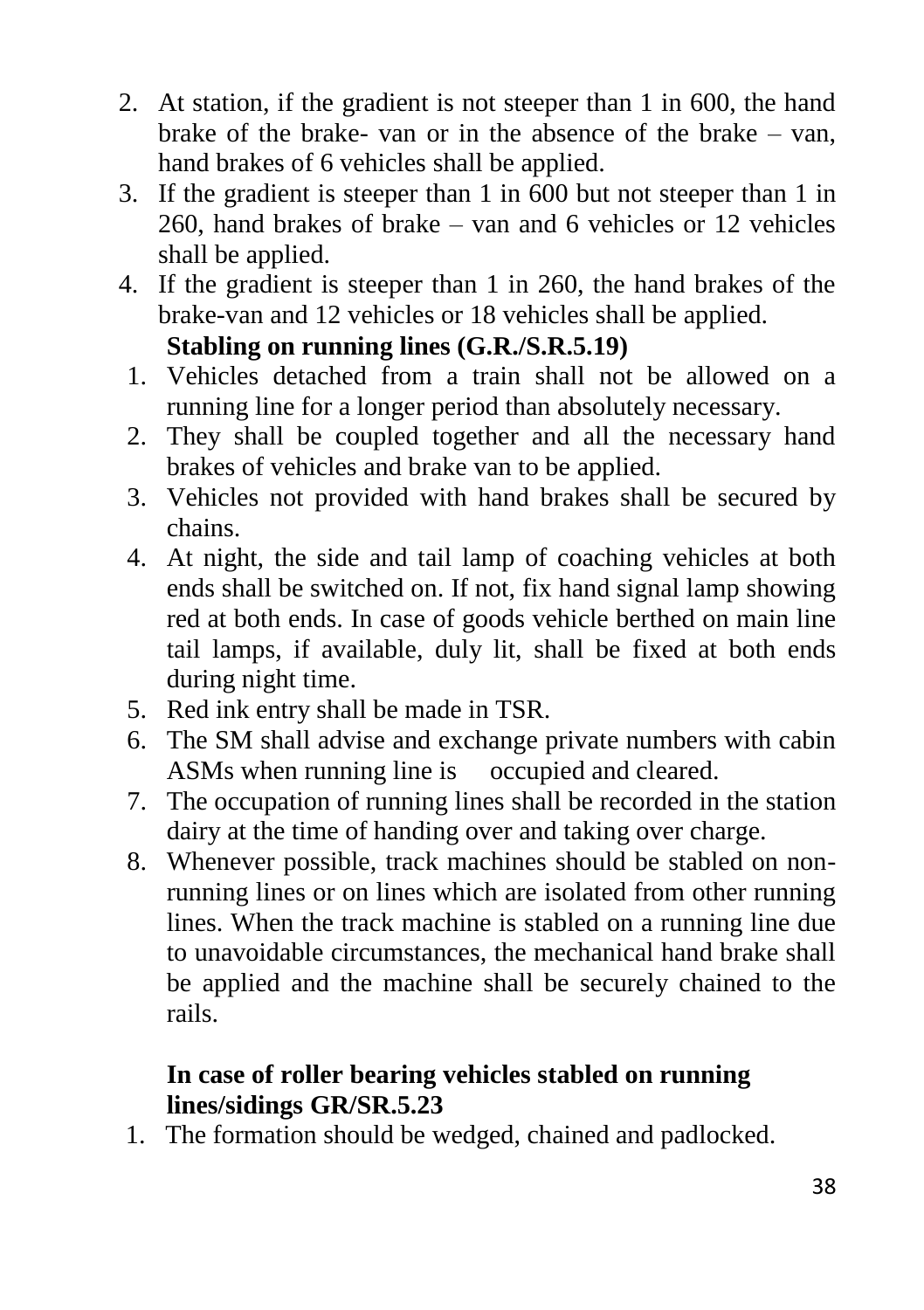2. At station, if the gradient is not steeper than 1 in 600, the hand brake of the brake- van or in the absence of the brake – van, hand brakes of 6 vehicles shall be applied.
3. If the gradient is steeper than 1 in 600 but not steeper than 1 in 260, hand brakes of brake – van and 6 vehicles or 12 vehicles shall be applied.
4. If the gradient is steeper than 1 in 260, the hand brakes of the brake-van and 12 vehicles or 18 vehicles shall be applied.

**Stabling on running lines (G.R./S.R.5.19)**

1. Vehicles detached from a train shall not be allowed on a running line for a longer period than absolutely necessary.
2. They shall be coupled together and all the necessary hand brakes of vehicles and brake van to be applied.
3. Vehicles not provided with hand brakes shall be secured by chains.
4. At night, the side and tail lamp of coaching vehicles at both ends shall be switched on. If not, fix hand signal lamp showing red at both ends. In case of goods vehicle berthed on main line tail lamps, if available, duly lit, shall be fixed at both ends during night time.
5. Red ink entry shall be made in TSR.
6. The SM shall advise and exchange private numbers with cabin ASMs when running line is occupied and cleared.
7. The occupation of running lines shall be recorded in the station dairy at the time of handing over and taking over charge.
8. Whenever possible, track machines should be stabled on non-running lines or on lines which are isolated from other running lines. When the track machine is stabled on a running line due to unavoidable circumstances, the mechanical hand brake shall be applied and the machine shall be securely chained to the rails.

**In case of roller bearing vehicles stabled on running lines/sidings GR/SR.5.23**

1. The formation should be wedged, chained and padlocked.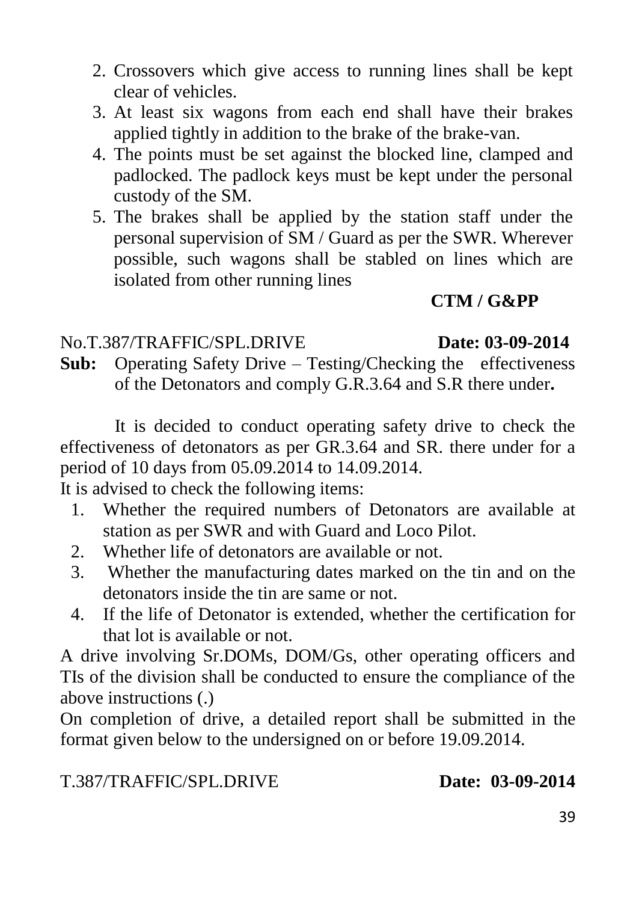2. Crossovers which give access to running lines shall be kept clear of vehicles.
3. At least six wagons from each end shall have their brakes applied tightly in addition to the brake of the brake-van.
4. The points must be set against the blocked line, clamped and padlocked. The padlock keys must be kept under the personal custody of the SM.
5. The brakes shall be applied by the station staff under the personal supervision of SM / Guard as per the SWR. Wherever possible, such wagons shall be stabled on lines which are isolated from other running lines

**CTM / G&PP**

No.T.387/TRAFFIC/SPL.DRIVE **Date: 03-09-2014**

**Sub:** Operating Safety Drive – Testing/Checking the effectiveness of the Detonators and comply G.R.3.64 and S.R there under**.**

It is decided to conduct operating safety drive to check the effectiveness of detonators as per GR.3.64 and SR. there under for a period of 10 days from 05.09.2014 to 14.09.2014.

It is advised to check the following items:

1. Whether the required numbers of Detonators are available at station as per SWR and with Guard and Loco Pilot.
2. Whether life of detonators are available or not.
3. Whether the manufacturing dates marked on the tin and on the detonators inside the tin are same or not.
4. If the life of Detonator is extended, whether the certification for that lot is available or not.

A drive involving Sr.DOMs, DOM/Gs, other operating officers and TIs of the division shall be conducted to ensure the compliance of the above instructions (.)

On completion of drive, a detailed report shall be submitted in the format given below to the undersigned on or before 19.09.2014.

T.387/TRAFFIC/SPL.DRIVE **Date: 03-09-2014**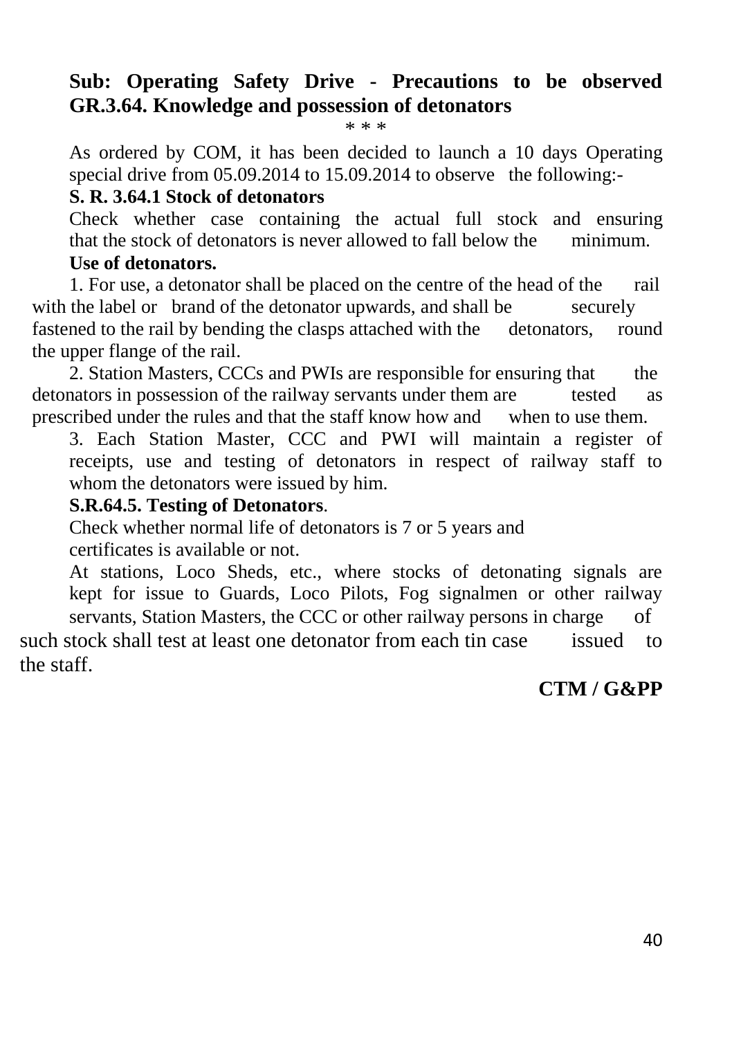**Sub: Operating Safety Drive - Precautions to be observed GR.3.64. Knowledge and possession of detonators**

\* \* \*

As ordered by COM, it has been decided to launch a 10 days Operating special drive from 05.09.2014 to 15.09.2014 to observe the following:-

**S. R. 3.64.1 Stock of detonators**

Check whether case containing the actual full stock and ensuring that the stock of detonators is never allowed to fall below the minimum.

**Use of detonators.**

1. For use, a detonator shall be placed on the centre of the head of the rail with the label or brand of the detonator upwards, and shall be securely fastened to the rail by bending the clasps attached with the detonators, round the upper flange of the rail.

2. Station Masters, CCCs and PWIs are responsible for ensuring that the detonators in possession of the railway servants under them are tested as prescribed under the rules and that the staff know how and when to use them.

3. Each Station Master, CCC and PWI will maintain a register of receipts, use and testing of detonators in respect of railway staff to whom the detonators were issued by him.

**S.R.64.5. Testing of Detonators**.

Check whether normal life of detonators is 7 or 5 years and certificates is available or not.

At stations, Loco Sheds, etc., where stocks of detonating signals are kept for issue to Guards, Loco Pilots, Fog signalmen or other railway servants, Station Masters, the CCC or other railway persons in charge of such stock shall test at least one detonator from each tin case issued to the staff.

**CTM / G&PP**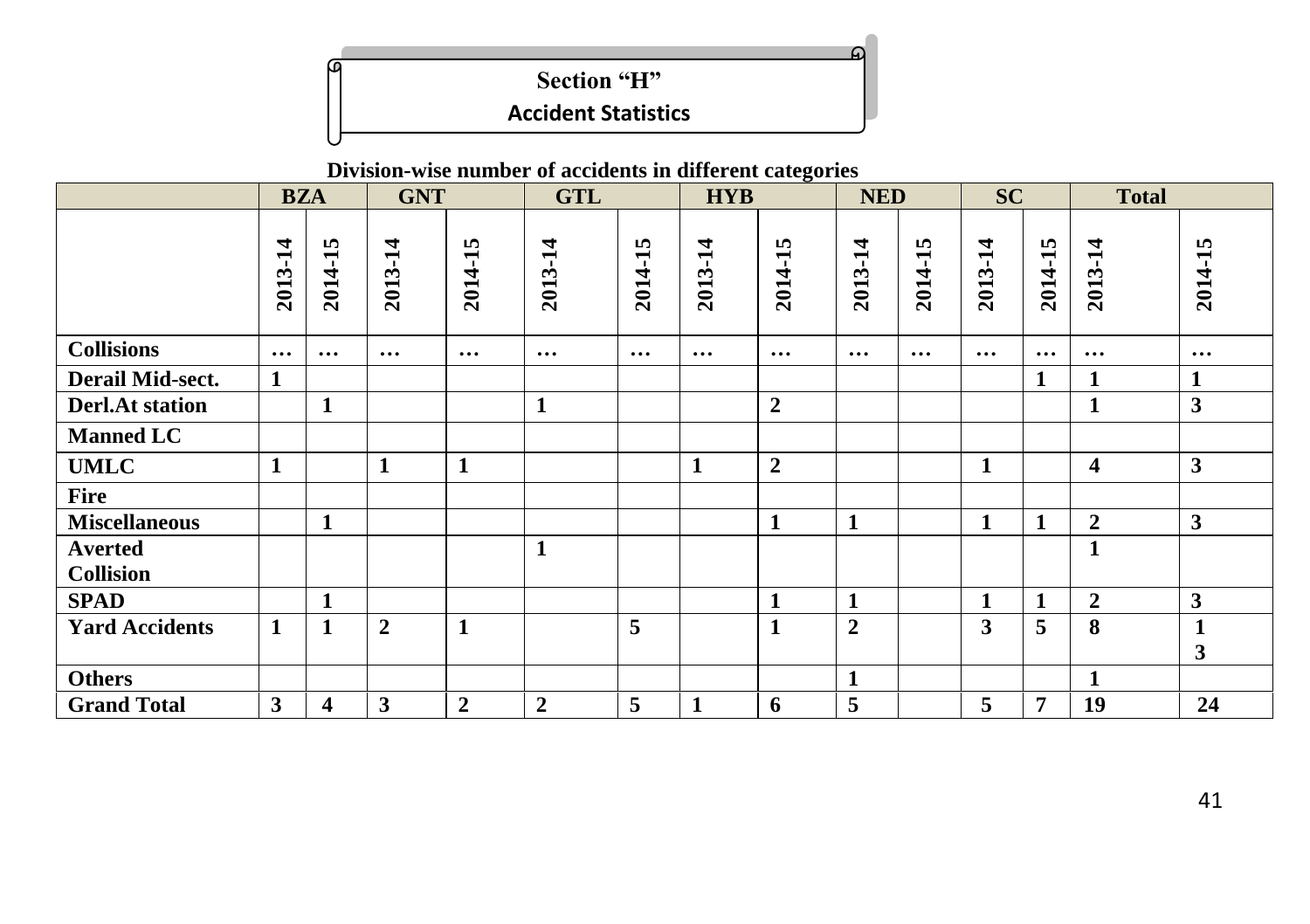# Section "H"

## Accident Statistics

**Division-wise number of accidents in different categories**

| | BZA | | GNT | | GTL | | HYB | | NED | | SC | | Total | |
|---|---|---|---|---|---|---|---|---|---|---|---|---|---|---|
| | 2013-14 | 2014-15 | 2013-14 | 2014-15 | 2013-14 | 2014-15 | 2013-14 | 2014-15 | 2013-14 | 2014-15 | 2013-14 | 2014-15 | 2013-14 | 2014-15 |
| **Collisions** | … | … | … | … | … | … | … | … | … | … | … | … | … | … |
| **Derail Mid-sect.** | 1 | | | | | | | | | | | 1 | 1 | 1 |
| **Derl.At station** | | 1 | | | 1 | | | 2 | | | | | 1 | 3 |
| **Manned LC** | | | | | | | | | | | | | | |
| **UMLC** | 1 | | 1 | 1 | | | 1 | 2 | | | 1 | | 4 | 3 |
| **Fire** | | | | | | | | | | | | | | |
| **Miscellaneous** | | 1 | | | | | | 1 | 1 | | 1 | 1 | 2 | 3 |
| **Averted Collision** | | | | | 1 | | | | | | | | 1 | |
| **SPAD** | | 1 | | | | | | 1 | 1 | | 1 | 1 | 2 | 3 |
| **Yard Accidents** | 1 | 1 | 2 | 1 | | 5 | | 1 | 2 | | 3 | 5 | 8 | 13 |
| **Others** | | | | | | | | | 1 | | | | 1 | |
| **Grand Total** | 3 | 4 | 3 | 2 | 2 | 5 | 1 | 6 | 5 | | 5 | 7 | 19 | 24 |